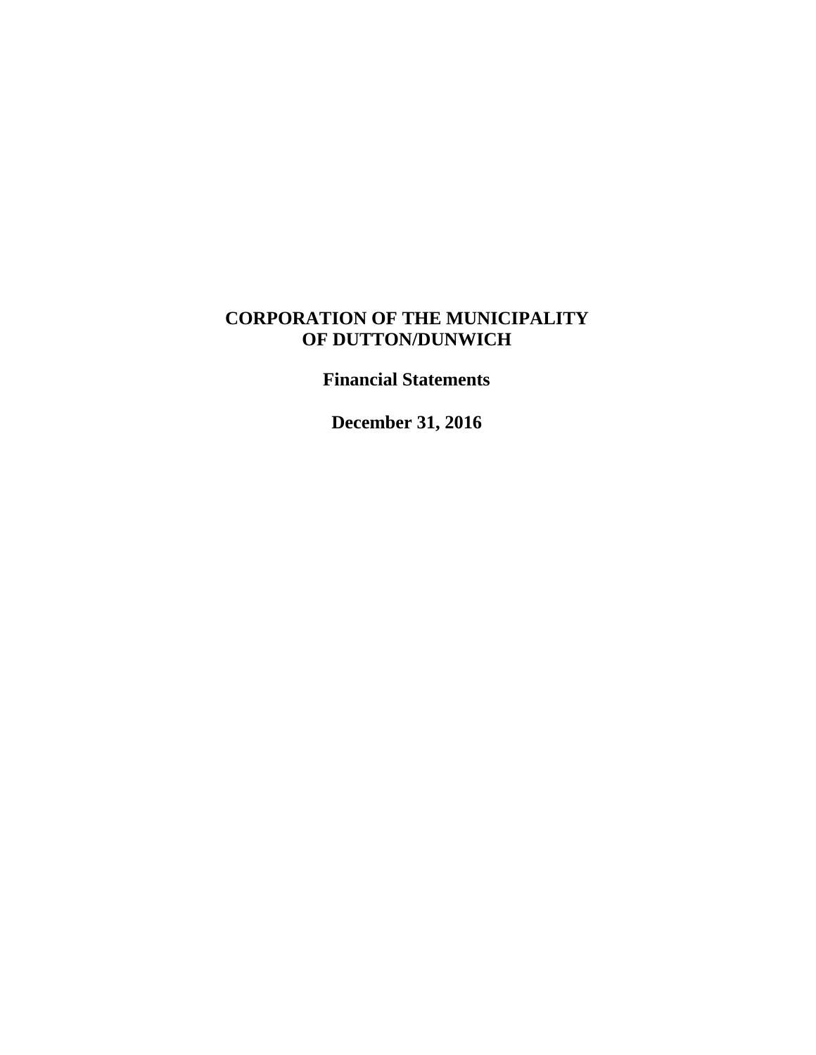# CORPORATION OF THE MUNICIPALITY OF DUTTON/DUNWICH

## Financial Statements

## December 31, 2016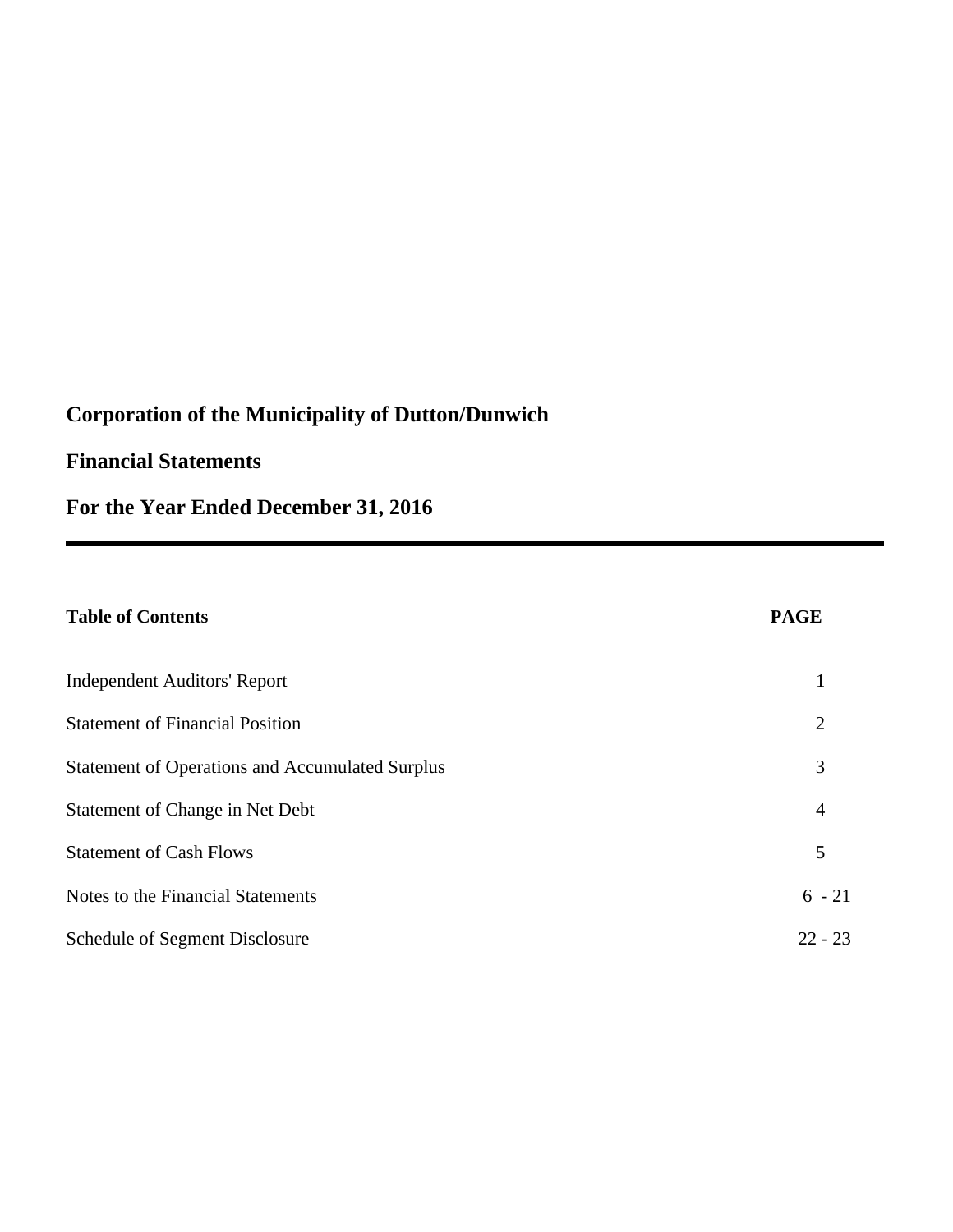# Corporation of the Municipality of Dutton/Dunwich

## Financial Statements

## For the Year Ended December 31, 2016

| Table of Contents | PAGE |
|---|---|
| Independent Auditors' Report | 1 |
| Statement of Financial Position | 2 |
| Statement of Operations and Accumulated Surplus | 3 |
| Statement of Change in Net Debt | 4 |
| Statement of Cash Flows | 5 |
| Notes to the Financial Statements | 6 - 21 |
| Schedule of Segment Disclosure | 22 - 23 |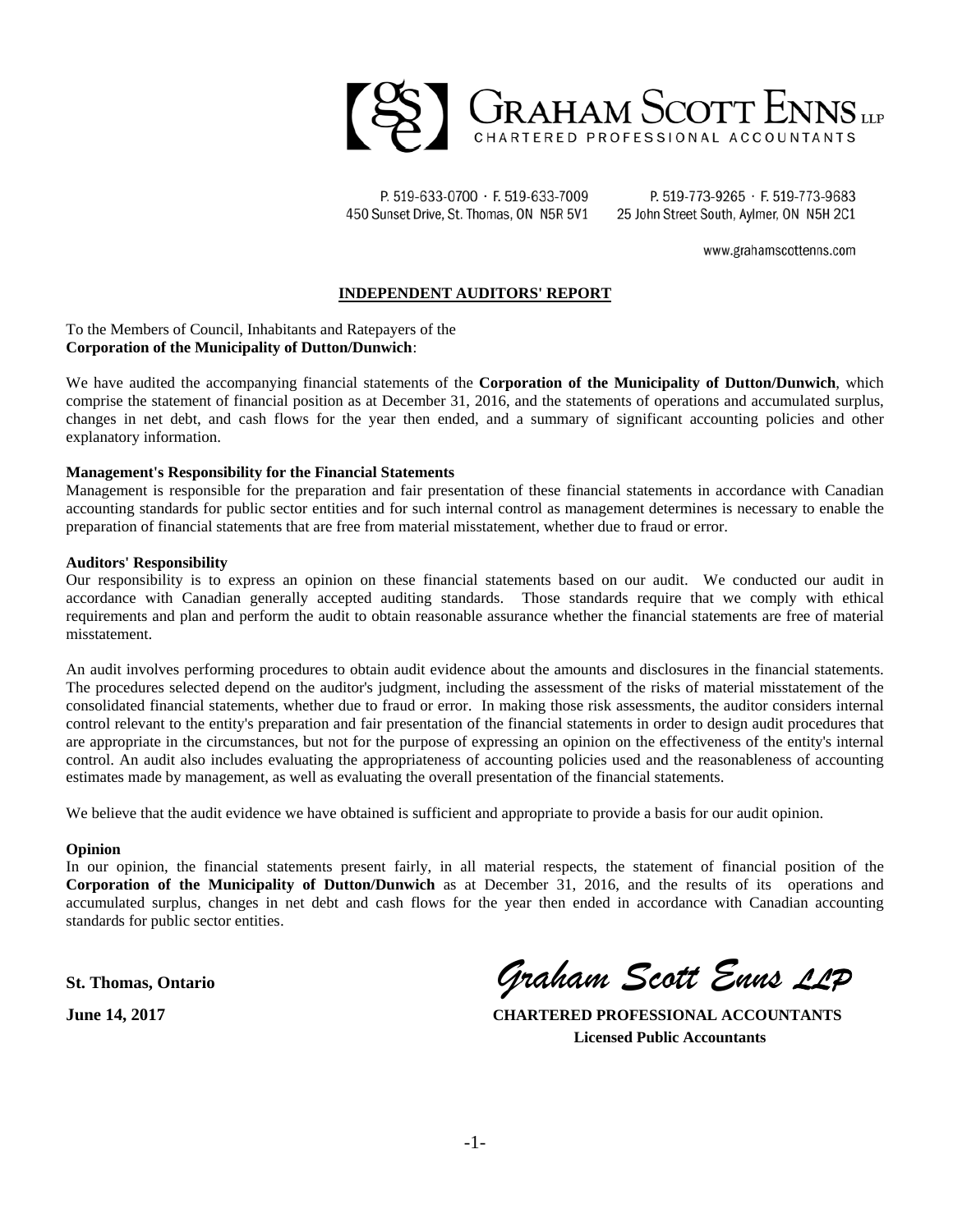**GRAHAM SCOTT ENNS LLP**
CHARTERED PROFESSIONAL ACCOUNTANTS

P. 519-633-0700 · F. 519-633-7009
450 Sunset Drive, St. Thomas, ON N5R 5V1

P. 519-773-9265 · F. 519-773-9683
25 John Street South, Aylmer, ON N5H 2C1

www.grahamscottenns.com

## INDEPENDENT AUDITORS' REPORT

To the Members of Council, Inhabitants and Ratepayers of the
**Corporation of the Municipality of Dutton/Dunwich**:

We have audited the accompanying financial statements of the **Corporation of the Municipality of Dutton/Dunwich**, which comprise the statement of financial position as at December 31, 2016, and the statements of operations and accumulated surplus, changes in net debt, and cash flows for the year then ended, and a summary of significant accounting policies and other explanatory information.

**Management's Responsibility for the Financial Statements**
Management is responsible for the preparation and fair presentation of these financial statements in accordance with Canadian accounting standards for public sector entities and for such internal control as management determines is necessary to enable the preparation of financial statements that are free from material misstatement, whether due to fraud or error.

**Auditors' Responsibility**
Our responsibility is to express an opinion on these financial statements based on our audit. We conducted our audit in accordance with Canadian generally accepted auditing standards. Those standards require that we comply with ethical requirements and plan and perform the audit to obtain reasonable assurance whether the financial statements are free of material misstatement.

An audit involves performing procedures to obtain audit evidence about the amounts and disclosures in the financial statements. The procedures selected depend on the auditor's judgment, including the assessment of the risks of material misstatement of the consolidated financial statements, whether due to fraud or error. In making those risk assessments, the auditor considers internal control relevant to the entity's preparation and fair presentation of the financial statements in order to design audit procedures that are appropriate in the circumstances, but not for the purpose of expressing an opinion on the effectiveness of the entity's internal control. An audit also includes evaluating the appropriateness of accounting policies used and the reasonableness of accounting estimates made by management, as well as evaluating the overall presentation of the financial statements.

We believe that the audit evidence we have obtained is sufficient and appropriate to provide a basis for our audit opinion.

**Opinion**
In our opinion, the financial statements present fairly, in all material respects, the statement of financial position of the **Corporation of the Municipality of Dutton/Dunwich** as at December 31, 2016, and the results of its operations and accumulated surplus, changes in net debt and cash flows for the year then ended in accordance with Canadian accounting standards for public sector entities.

**St. Thomas, Ontario**

**June 14, 2017**

*Graham Scott Enns LLP*

**CHARTERED PROFESSIONAL ACCOUNTANTS**
**Licensed Public Accountants**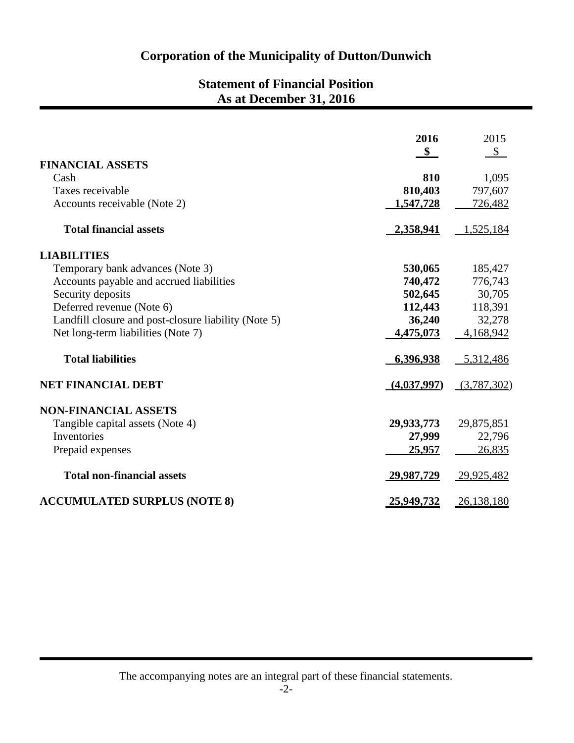# Corporation of the Municipality of Dutton/Dunwich

## Statement of Financial Position
## As at December 31, 2016

| | **2016** | 2015 |
|---|---|---|
| | **$** | $ |
| **FINANCIAL ASSETS** | | |
| Cash | **810** | 1,095 |
| Taxes receivable | **810,403** | 797,607 |
| Accounts receivable (Note 2) | **1,547,728** | 726,482 |
| **Total financial assets** | **2,358,941** | 1,525,184 |
| **LIABILITIES** | | |
| Temporary bank advances (Note 3) | **530,065** | 185,427 |
| Accounts payable and accrued liabilities | **740,472** | 776,743 |
| Security deposits | **502,645** | 30,705 |
| Deferred revenue (Note 6) | **112,443** | 118,391 |
| Landfill closure and post-closure liability (Note 5) | **36,240** | 32,278 |
| Net long-term liabilities (Note 7) | **4,475,073** | 4,168,942 |
| **Total liabilities** | **6,396,938** | 5,312,486 |
| **NET FINANCIAL DEBT** | **(4,037,997)** | (3,787,302) |
| **NON-FINANCIAL ASSETS** | | |
| Tangible capital assets (Note 4) | **29,933,773** | 29,875,851 |
| Inventories | **27,999** | 22,796 |
| Prepaid expenses | **25,957** | 26,835 |
| **Total non-financial assets** | **29,987,729** | 29,925,482 |
| **ACCUMULATED SURPLUS (NOTE 8)** | **25,949,732** | 26,138,180 |

The accompanying notes are an integral part of these financial statements.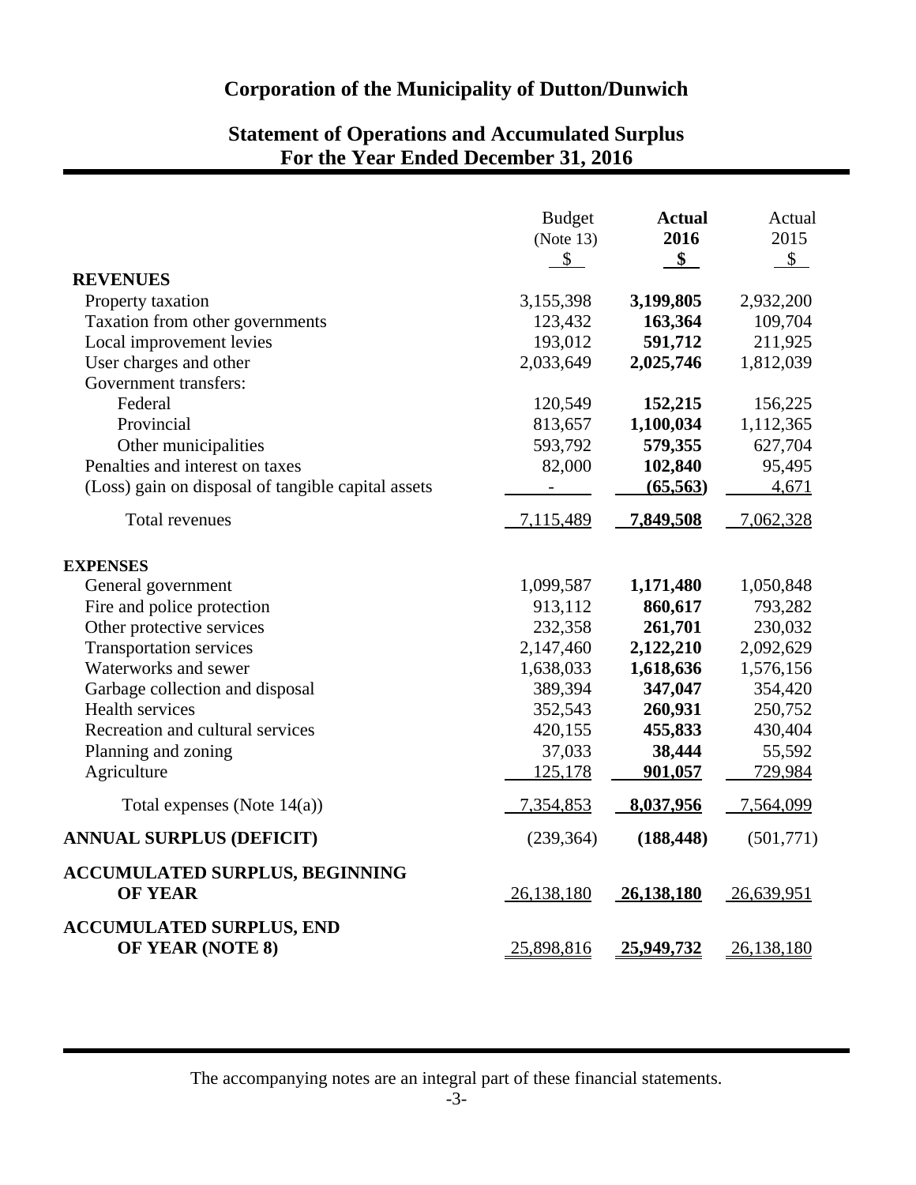# Corporation of the Municipality of Dutton/Dunwich

## Statement of Operations and Accumulated Surplus
## For the Year Ended December 31, 2016

| | Budget (Note 13) $ | **Actual 2016 $** | Actual 2015 $ |
|---|---|---|---|
| **REVENUES** | | | |
| Property taxation | 3,155,398 | **3,199,805** | 2,932,200 |
| Taxation from other governments | 123,432 | **163,364** | 109,704 |
| Local improvement levies | 193,012 | **591,712** | 211,925 |
| User charges and other | 2,033,649 | **2,025,746** | 1,812,039 |
| Government transfers: | | | |
| Federal | 120,549 | **152,215** | 156,225 |
| Provincial | 813,657 | **1,100,034** | 1,112,365 |
| Other municipalities | 593,792 | **579,355** | 627,704 |
| Penalties and interest on taxes | 82,000 | **102,840** | 95,495 |
| (Loss) gain on disposal of tangible capital assets | - | **(65,563)** | 4,671 |
| Total revenues | 7,115,489 | **7,849,508** | 7,062,328 |
| **EXPENSES** | | | |
| General government | 1,099,587 | **1,171,480** | 1,050,848 |
| Fire and police protection | 913,112 | **860,617** | 793,282 |
| Other protective services | 232,358 | **261,701** | 230,032 |
| Transportation services | 2,147,460 | **2,122,210** | 2,092,629 |
| Waterworks and sewer | 1,638,033 | **1,618,636** | 1,576,156 |
| Garbage collection and disposal | 389,394 | **347,047** | 354,420 |
| Health services | 352,543 | **260,931** | 250,752 |
| Recreation and cultural services | 420,155 | **455,833** | 430,404 |
| Planning and zoning | 37,033 | **38,444** | 55,592 |
| Agriculture | 125,178 | **901,057** | 729,984 |
| Total expenses (Note 14(a)) | 7,354,853 | **8,037,956** | 7,564,099 |
| **ANNUAL SURPLUS (DEFICIT)** | (239,364) | **(188,448)** | (501,771) |
| **ACCUMULATED SURPLUS, BEGINNING OF YEAR** | 26,138,180 | **26,138,180** | 26,639,951 |
| **ACCUMULATED SURPLUS, END OF YEAR (NOTE 8)** | 25,898,816 | **25,949,732** | 26,138,180 |

The accompanying notes are an integral part of these financial statements.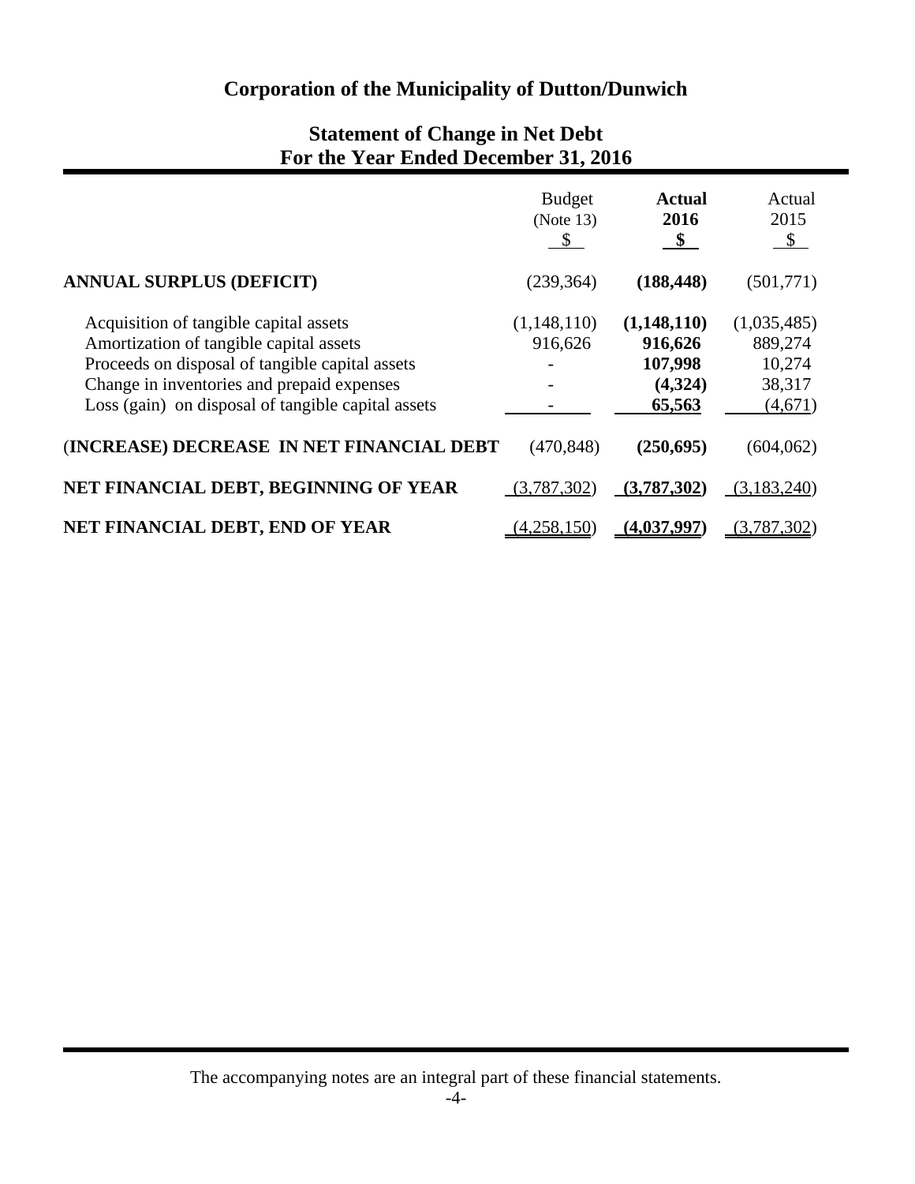# Corporation of the Municipality of Dutton/Dunwich

## Statement of Change in Net Debt
## For the Year Ended December 31, 2016

| | Budget (Note 13) $ | **Actual 2016 $** | Actual 2015 $ |
|---|---|---|---|
| **ANNUAL SURPLUS (DEFICIT)** | (239,364) | **(188,448)** | (501,771) |
| Acquisition of tangible capital assets | (1,148,110) | **(1,148,110)** | (1,035,485) |
| Amortization of tangible capital assets | 916,626 | **916,626** | 889,274 |
| Proceeds on disposal of tangible capital assets | - | **107,998** | 10,274 |
| Change in inventories and prepaid expenses | - | **(4,324)** | 38,317 |
| Loss (gain) on disposal of tangible capital assets | - | **65,563** | (4,671) |
| **(INCREASE) DECREASE IN NET FINANCIAL DEBT** | (470,848) | **(250,695)** | (604,062) |
| **NET FINANCIAL DEBT, BEGINNING OF YEAR** | (3,787,302) | **(3,787,302)** | (3,183,240) |
| **NET FINANCIAL DEBT, END OF YEAR** | (4,258,150) | **(4,037,997)** | (3,787,302) |

The accompanying notes are an integral part of these financial statements.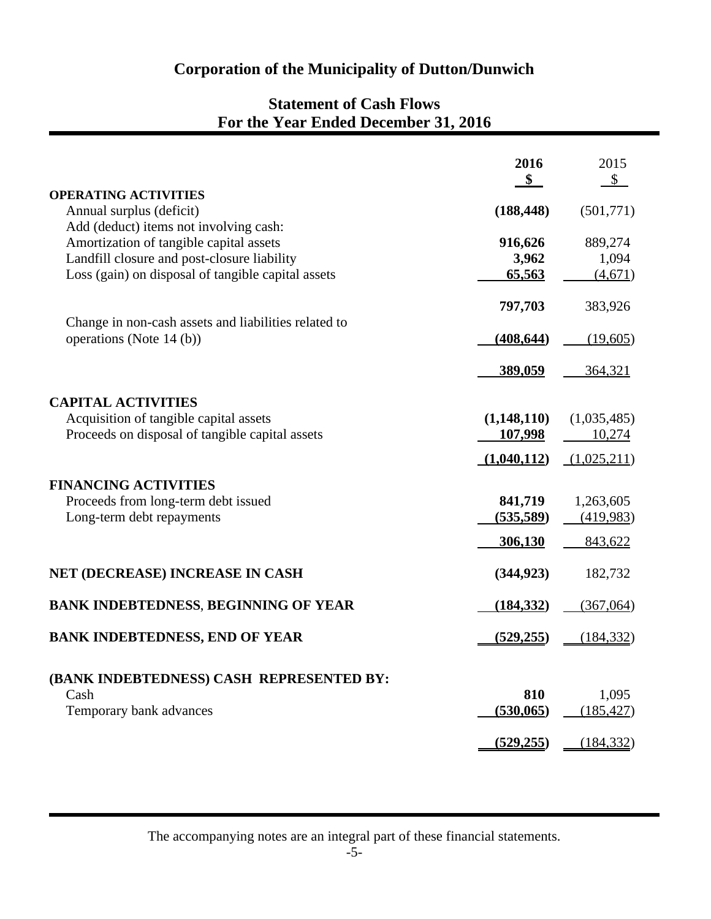# Corporation of the Municipality of Dutton/Dunwich

## Statement of Cash Flows
## For the Year Ended December 31, 2016

| | **2016** | 2015 |
|---|---|---|
| | **$** | $ |
| **OPERATING ACTIVITIES** | | |
| Annual surplus (deficit) | **(188,448)** | (501,771) |
| Add (deduct) items not involving cash: | | |
| Amortization of tangible capital assets | **916,626** | 889,274 |
| Landfill closure and post-closure liability | **3,962** | 1,094 |
| Loss (gain) on disposal of tangible capital assets | **65,563** | (4,671) |
| | **797,703** | 383,926 |
| Change in non-cash assets and liabilities related to operations (Note 14 (b)) | **(408,644)** | (19,605) |
| | **389,059** | 364,321 |
| **CAPITAL ACTIVITIES** | | |
| Acquisition of tangible capital assets | **(1,148,110)** | (1,035,485) |
| Proceeds on disposal of tangible capital assets | **107,998** | 10,274 |
| | **(1,040,112)** | (1,025,211) |
| **FINANCING ACTIVITIES** | | |
| Proceeds from long-term debt issued | **841,719** | 1,263,605 |
| Long-term debt repayments | **(535,589)** | (419,983) |
| | **306,130** | 843,622 |
| **NET (DECREASE) INCREASE IN CASH** | **(344,923)** | 182,732 |
| **BANK INDEBTEDNESS, BEGINNING OF YEAR** | **(184,332)** | (367,064) |
| **BANK INDEBTEDNESS, END OF YEAR** | **(529,255)** | (184,332) |
| **(BANK INDEBTEDNESS) CASH REPRESENTED BY:** | | |
| Cash | **810** | 1,095 |
| Temporary bank advances | **(530,065)** | (185,427) |
| | **(529,255)** | (184,332) |

The accompanying notes are an integral part of these financial statements.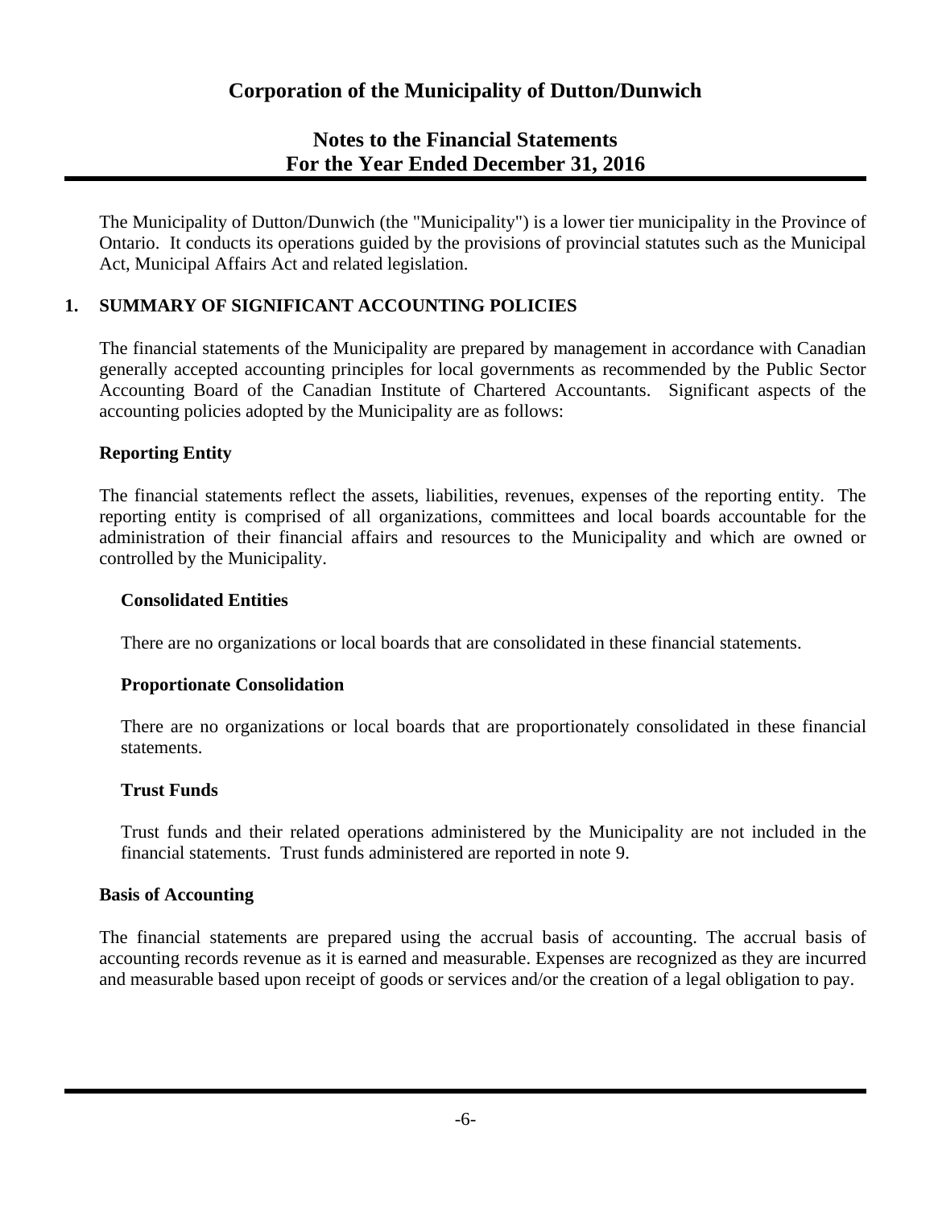# Corporation of the Municipality of Dutton/Dunwich

## Notes to the Financial Statements
## For the Year Ended December 31, 2016

The Municipality of Dutton/Dunwich (the "Municipality") is a lower tier municipality in the Province of Ontario. It conducts its operations guided by the provisions of provincial statutes such as the Municipal Act, Municipal Affairs Act and related legislation.

## 1. SUMMARY OF SIGNIFICANT ACCOUNTING POLICIES

The financial statements of the Municipality are prepared by management in accordance with Canadian generally accepted accounting principles for local governments as recommended by the Public Sector Accounting Board of the Canadian Institute of Chartered Accountants. Significant aspects of the accounting policies adopted by the Municipality are as follows:

### Reporting Entity

The financial statements reflect the assets, liabilities, revenues, expenses of the reporting entity. The reporting entity is comprised of all organizations, committees and local boards accountable for the administration of their financial affairs and resources to the Municipality and which are owned or controlled by the Municipality.

#### Consolidated Entities

There are no organizations or local boards that are consolidated in these financial statements.

#### Proportionate Consolidation

There are no organizations or local boards that are proportionately consolidated in these financial statements.

#### Trust Funds

Trust funds and their related operations administered by the Municipality are not included in the financial statements. Trust funds administered are reported in note 9.

### Basis of Accounting

The financial statements are prepared using the accrual basis of accounting. The accrual basis of accounting records revenue as it is earned and measurable. Expenses are recognized as they are incurred and measurable based upon receipt of goods or services and/or the creation of a legal obligation to pay.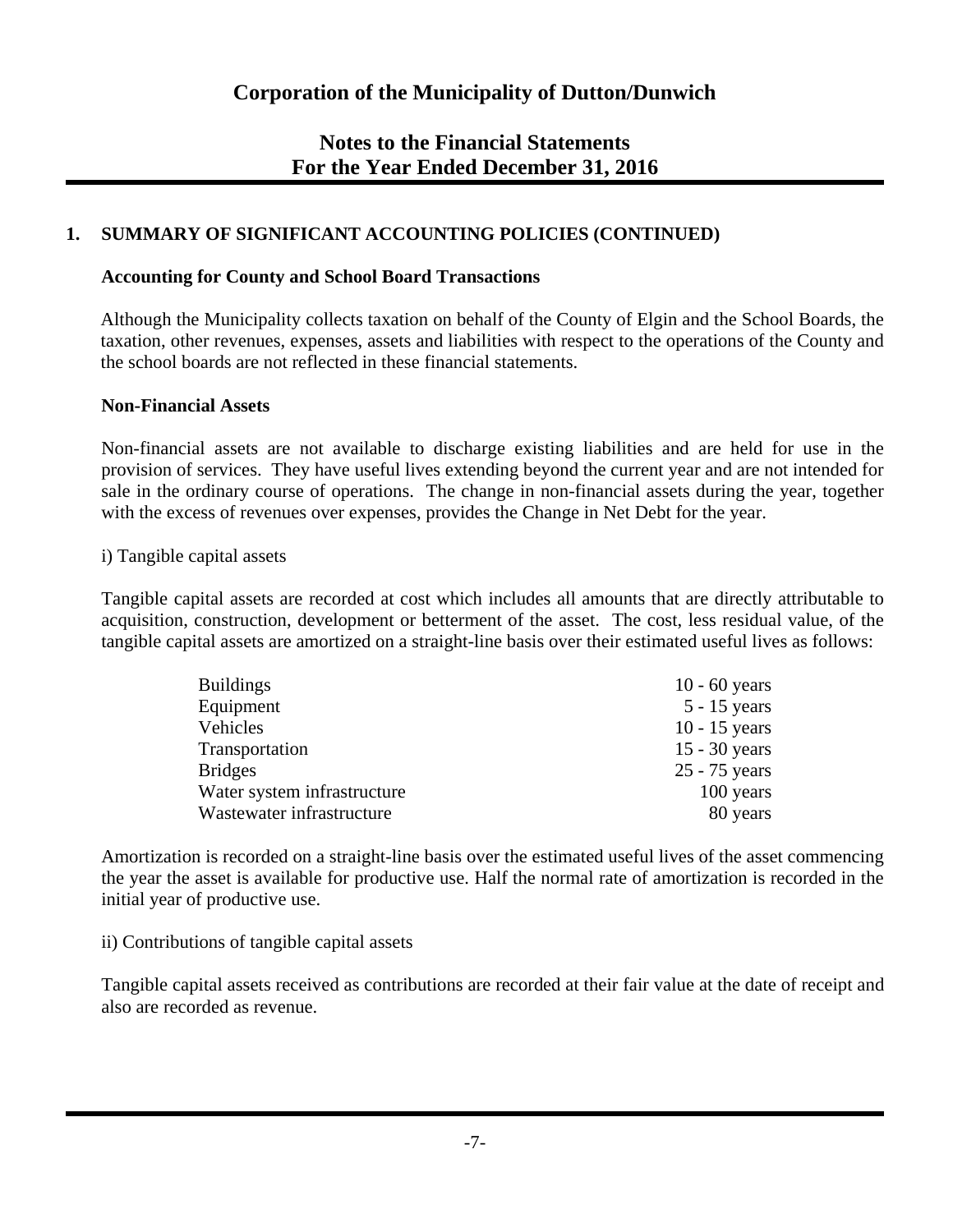# Corporation of the Municipality of Dutton/Dunwich

## Notes to the Financial Statements
## For the Year Ended December 31, 2016

### 1. SUMMARY OF SIGNIFICANT ACCOUNTING POLICIES (CONTINUED)

**Accounting for County and School Board Transactions**

Although the Municipality collects taxation on behalf of the County of Elgin and the School Boards, the taxation, other revenues, expenses, assets and liabilities with respect to the operations of the County and the school boards are not reflected in these financial statements.

**Non-Financial Assets**

Non-financial assets are not available to discharge existing liabilities and are held for use in the provision of services. They have useful lives extending beyond the current year and are not intended for sale in the ordinary course of operations. The change in non-financial assets during the year, together with the excess of revenues over expenses, provides the Change in Net Debt for the year.

i) Tangible capital assets

Tangible capital assets are recorded at cost which includes all amounts that are directly attributable to acquisition, construction, development or betterment of the asset. The cost, less residual value, of the tangible capital assets are amortized on a straight-line basis over their estimated useful lives as follows:

| | |
|---|---|
| Buildings | 10 - 60 years |
| Equipment | 5 - 15 years |
| Vehicles | 10 - 15 years |
| Transportation | 15 - 30 years |
| Bridges | 25 - 75 years |
| Water system infrastructure | 100 years |
| Wastewater infrastructure | 80 years |

Amortization is recorded on a straight-line basis over the estimated useful lives of the asset commencing the year the asset is available for productive use. Half the normal rate of amortization is recorded in the initial year of productive use.

ii) Contributions of tangible capital assets

Tangible capital assets received as contributions are recorded at their fair value at the date of receipt and also are recorded as revenue.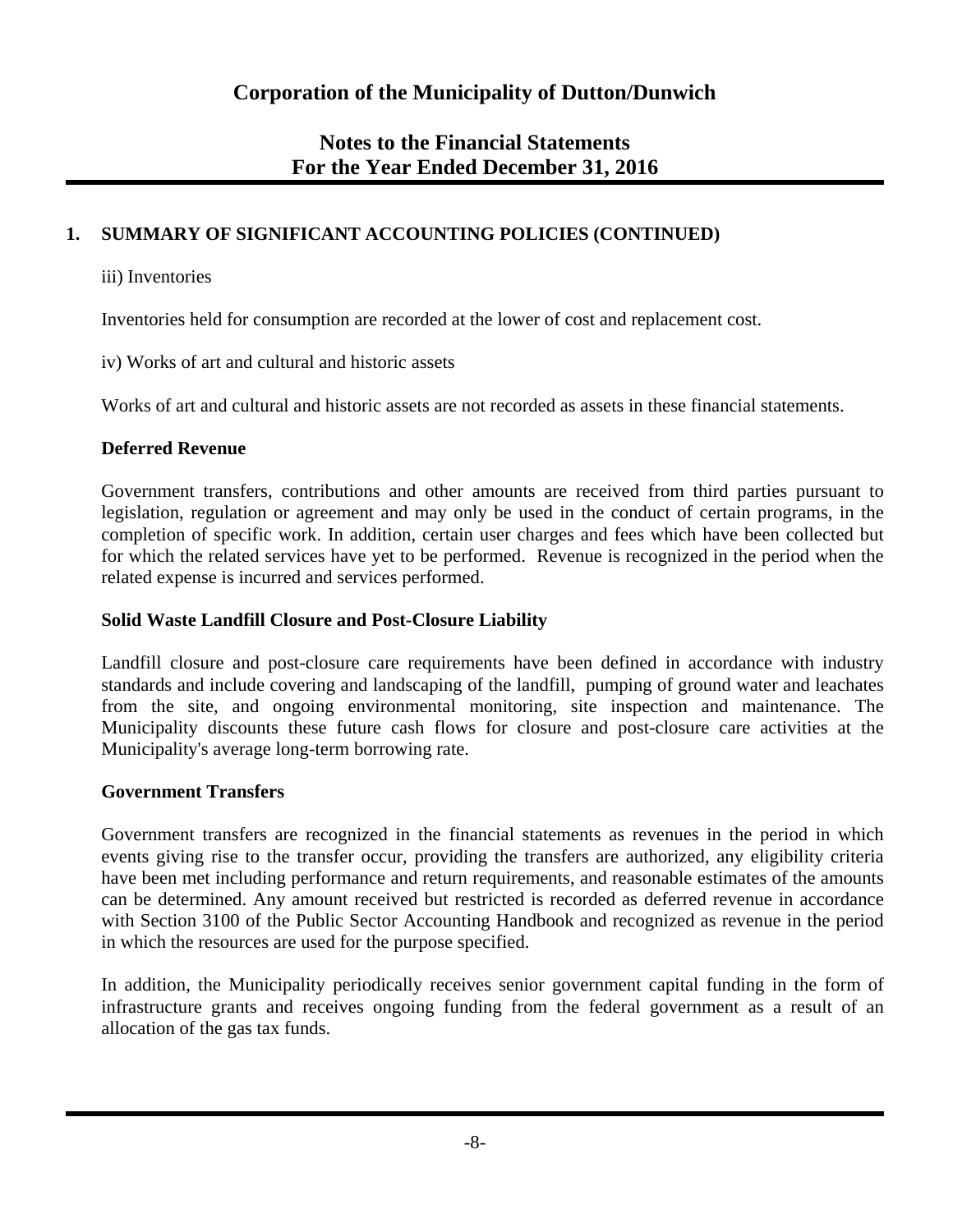# Corporation of the Municipality of Dutton/Dunwich

## Notes to the Financial Statements
## For the Year Ended December 31, 2016

### 1. SUMMARY OF SIGNIFICANT ACCOUNTING POLICIES (CONTINUED)

iii) Inventories

Inventories held for consumption are recorded at the lower of cost and replacement cost.

iv) Works of art and cultural and historic assets

Works of art and cultural and historic assets are not recorded as assets in these financial statements.

**Deferred Revenue**

Government transfers, contributions and other amounts are received from third parties pursuant to legislation, regulation or agreement and may only be used in the conduct of certain programs, in the completion of specific work. In addition, certain user charges and fees which have been collected but for which the related services have yet to be performed. Revenue is recognized in the period when the related expense is incurred and services performed.

**Solid Waste Landfill Closure and Post-Closure Liability**

Landfill closure and post-closure care requirements have been defined in accordance with industry standards and include covering and landscaping of the landfill, pumping of ground water and leachates from the site, and ongoing environmental monitoring, site inspection and maintenance. The Municipality discounts these future cash flows for closure and post-closure care activities at the Municipality's average long-term borrowing rate.

**Government Transfers**

Government transfers are recognized in the financial statements as revenues in the period in which events giving rise to the transfer occur, providing the transfers are authorized, any eligibility criteria have been met including performance and return requirements, and reasonable estimates of the amounts can be determined. Any amount received but restricted is recorded as deferred revenue in accordance with Section 3100 of the Public Sector Accounting Handbook and recognized as revenue in the period in which the resources are used for the purpose specified.

In addition, the Municipality periodically receives senior government capital funding in the form of infrastructure grants and receives ongoing funding from the federal government as a result of an allocation of the gas tax funds.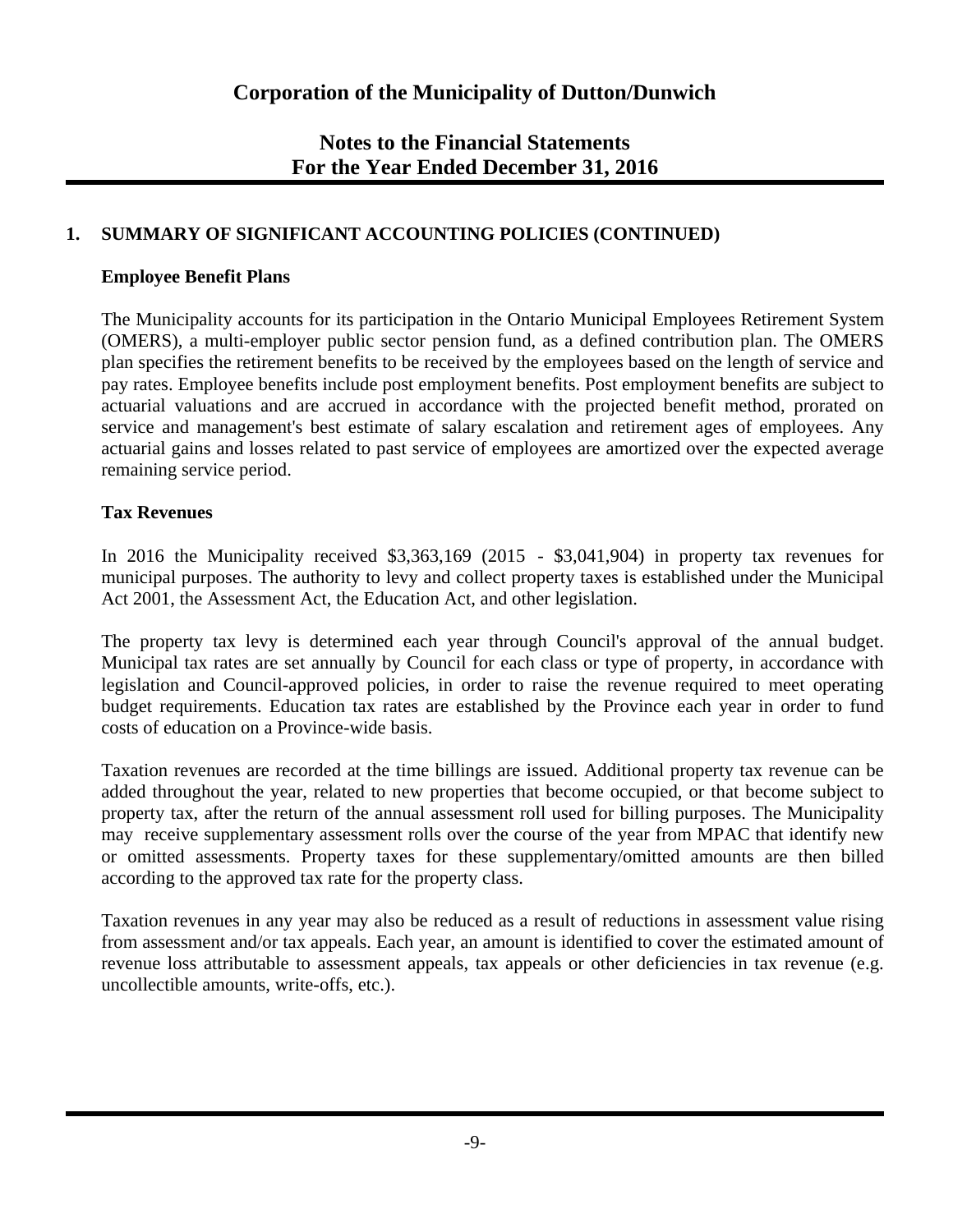# Corporation of the Municipality of Dutton/Dunwich

## Notes to the Financial Statements
## For the Year Ended December 31, 2016

### 1. SUMMARY OF SIGNIFICANT ACCOUNTING POLICIES (CONTINUED)

**Employee Benefit Plans**

The Municipality accounts for its participation in the Ontario Municipal Employees Retirement System (OMERS), a multi-employer public sector pension fund, as a defined contribution plan. The OMERS plan specifies the retirement benefits to be received by the employees based on the length of service and pay rates. Employee benefits include post employment benefits. Post employment benefits are subject to actuarial valuations and are accrued in accordance with the projected benefit method, prorated on service and management's best estimate of salary escalation and retirement ages of employees. Any actuarial gains and losses related to past service of employees are amortized over the expected average remaining service period.

**Tax Revenues**

In 2016 the Municipality received $3,363,169 (2015 - $3,041,904) in property tax revenues for municipal purposes. The authority to levy and collect property taxes is established under the Municipal Act 2001, the Assessment Act, the Education Act, and other legislation.

The property tax levy is determined each year through Council's approval of the annual budget. Municipal tax rates are set annually by Council for each class or type of property, in accordance with legislation and Council-approved policies, in order to raise the revenue required to meet operating budget requirements. Education tax rates are established by the Province each year in order to fund costs of education on a Province-wide basis.

Taxation revenues are recorded at the time billings are issued. Additional property tax revenue can be added throughout the year, related to new properties that become occupied, or that become subject to property tax, after the return of the annual assessment roll used for billing purposes. The Municipality may receive supplementary assessment rolls over the course of the year from MPAC that identify new or omitted assessments. Property taxes for these supplementary/omitted amounts are then billed according to the approved tax rate for the property class.

Taxation revenues in any year may also be reduced as a result of reductions in assessment value rising from assessment and/or tax appeals. Each year, an amount is identified to cover the estimated amount of revenue loss attributable to assessment appeals, tax appeals or other deficiencies in tax revenue (e.g. uncollectible amounts, write-offs, etc.).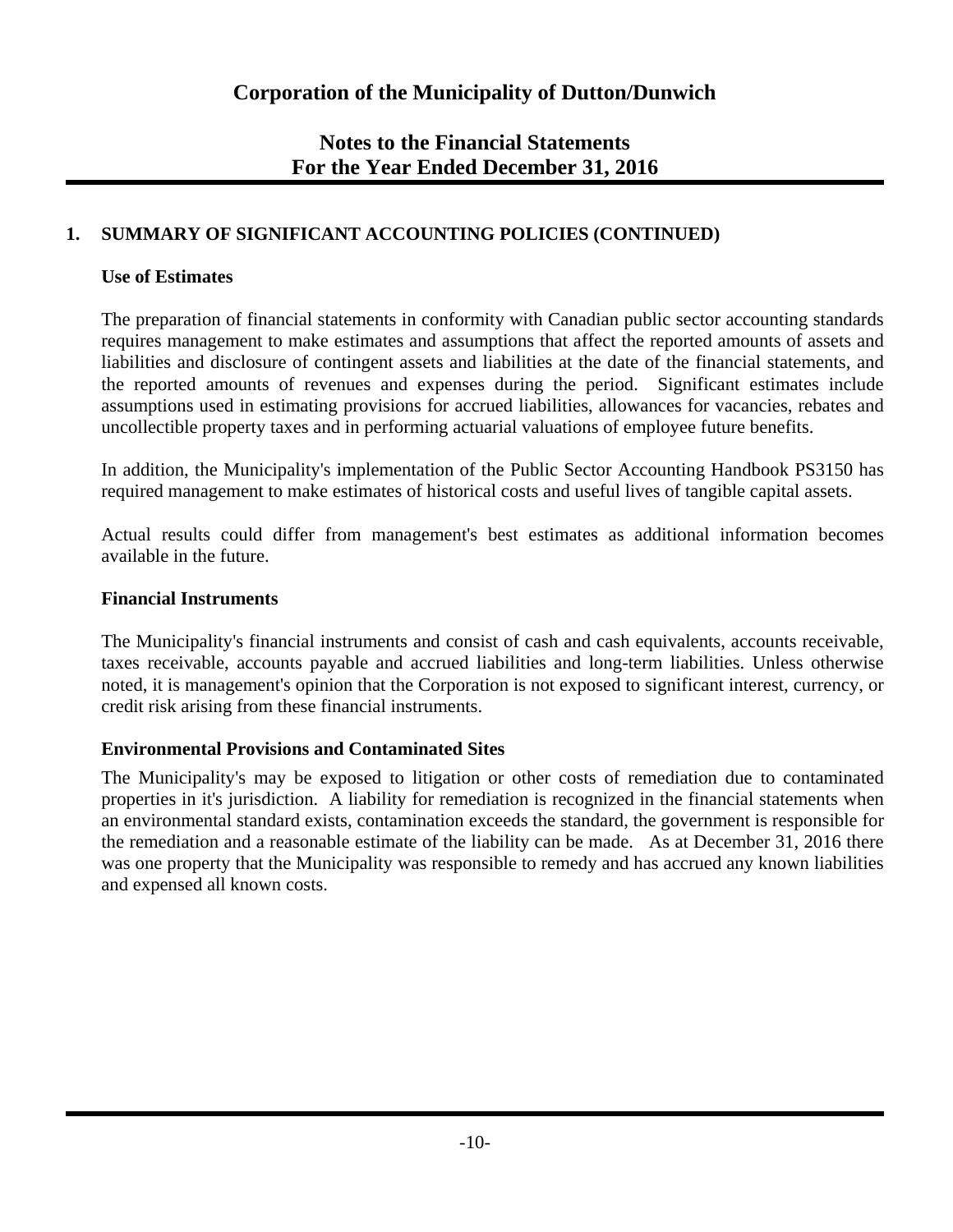# Corporation of the Municipality of Dutton/Dunwich

## Notes to the Financial Statements
## For the Year Ended December 31, 2016

### 1. SUMMARY OF SIGNIFICANT ACCOUNTING POLICIES (CONTINUED)

**Use of Estimates**

The preparation of financial statements in conformity with Canadian public sector accounting standards requires management to make estimates and assumptions that affect the reported amounts of assets and liabilities and disclosure of contingent assets and liabilities at the date of the financial statements, and the reported amounts of revenues and expenses during the period. Significant estimates include assumptions used in estimating provisions for accrued liabilities, allowances for vacancies, rebates and uncollectible property taxes and in performing actuarial valuations of employee future benefits.

In addition, the Municipality's implementation of the Public Sector Accounting Handbook PS3150 has required management to make estimates of historical costs and useful lives of tangible capital assets.

Actual results could differ from management's best estimates as additional information becomes available in the future.

**Financial Instruments**

The Municipality's financial instruments and consist of cash and cash equivalents, accounts receivable, taxes receivable, accounts payable and accrued liabilities and long-term liabilities. Unless otherwise noted, it is management's opinion that the Corporation is not exposed to significant interest, currency, or credit risk arising from these financial instruments.

**Environmental Provisions and Contaminated Sites**

The Municipality's may be exposed to litigation or other costs of remediation due to contaminated properties in it's jurisdiction. A liability for remediation is recognized in the financial statements when an environmental standard exists, contamination exceeds the standard, the government is responsible for the remediation and a reasonable estimate of the liability can be made. As at December 31, 2016 there was one property that the Municipality was responsible to remedy and has accrued any known liabilities and expensed all known costs.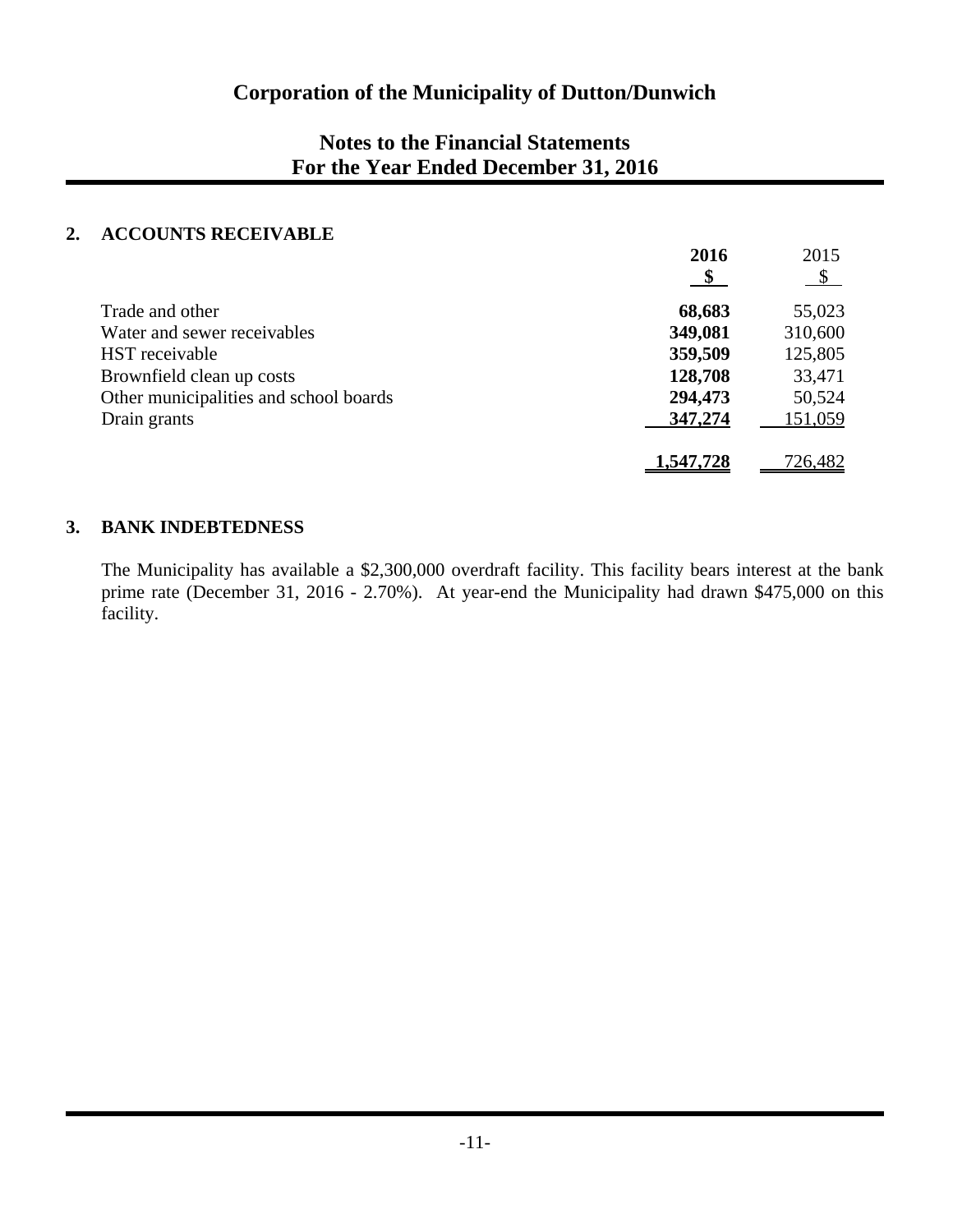# Corporation of the Municipality of Dutton/Dunwich

## Notes to the Financial Statements
## For the Year Ended December 31, 2016

### 2. ACCOUNTS RECEIVABLE

| | **2016** | 2015 |
|---|---|---|
| | **$** | $ |
| Trade and other | **68,683** | 55,023 |
| Water and sewer receivables | **349,081** | 310,600 |
| HST receivable | **359,509** | 125,805 |
| Brownfield clean up costs | **128,708** | 33,471 |
| Other municipalities and school boards | **294,473** | 50,524 |
| Drain grants | **347,274** | 151,059 |
| | **1,547,728** | 726,482 |

### 3. BANK INDEBTEDNESS

The Municipality has available a $2,300,000 overdraft facility. This facility bears interest at the bank prime rate (December 31, 2016 - 2.70%). At year-end the Municipality had drawn $475,000 on this facility.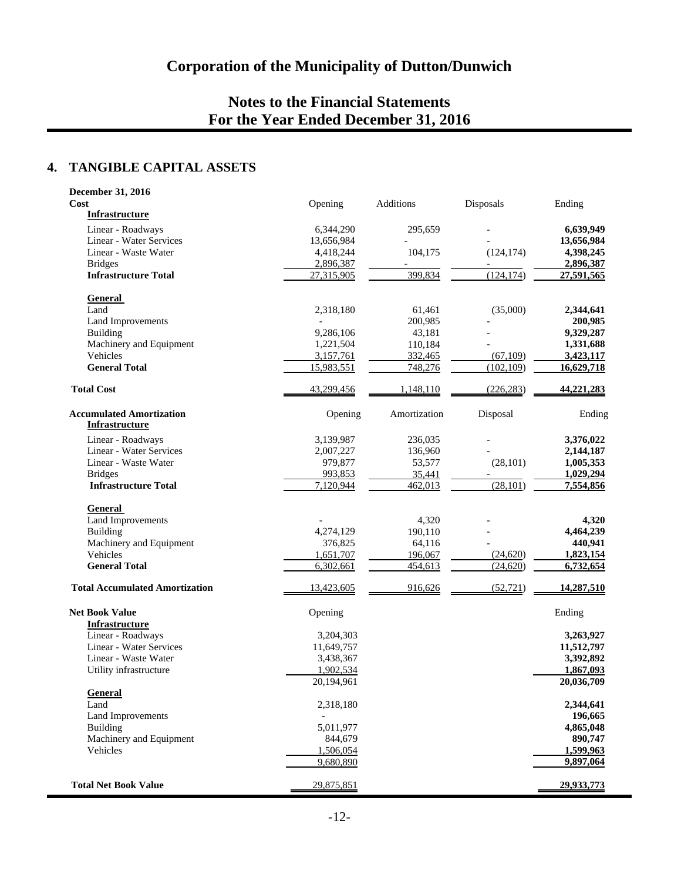# Corporation of the Municipality of Dutton/Dunwich

## Notes to the Financial Statements
## For the Year Ended December 31, 2016

### 4. TANGIBLE CAPITAL ASSETS

| **December 31, 2016** | | | | |
|---|---|---|---|---|
| **Cost** | Opening | Additions | Disposals | Ending |
| **Infrastructure** | | | | |
| Linear - Roadways | 6,344,290 | 295,659 | - | **6,639,949** |
| Linear - Water Services | 13,656,984 | - | - | **13,656,984** |
| Linear - Waste Water | 4,418,244 | 104,175 | (124,174) | **4,398,245** |
| Bridges | 2,896,387 | - | - | **2,896,387** |
| **Infrastructure Total** | 27,315,905 | 399,834 | (124,174) | **27,591,565** |
| **General** | | | | |
| Land | 2,318,180 | 61,461 | (35,000) | **2,344,641** |
| Land Improvements | - | 200,985 | - | **200,985** |
| Building | 9,286,106 | 43,181 | - | **9,329,287** |
| Machinery and Equipment | 1,221,504 | 110,184 | - | **1,331,688** |
| Vehicles | 3,157,761 | 332,465 | (67,109) | **3,423,117** |
| **General Total** | 15,983,551 | 748,276 | (102,109) | **16,629,718** |
| **Total Cost** | 43,299,456 | 1,148,110 | (226,283) | **44,221,283** |
| **Accumulated Amortization** | Opening | Amortization | Disposal | Ending |
| **Infrastructure** | | | | |
| Linear - Roadways | 3,139,987 | 236,035 | - | **3,376,022** |
| Linear - Water Services | 2,007,227 | 136,960 | - | **2,144,187** |
| Linear - Waste Water | 979,877 | 53,577 | (28,101) | **1,005,353** |
| Bridges | 993,853 | 35,441 | - | **1,029,294** |
| **Infrastructure Total** | 7,120,944 | 462,013 | (28,101) | **7,554,856** |
| **General** | | | | |
| Land Improvements | - | 4,320 | - | **4,320** |
| Building | 4,274,129 | 190,110 | - | **4,464,239** |
| Machinery and Equipment | 376,825 | 64,116 | - | **440,941** |
| Vehicles | 1,651,707 | 196,067 | (24,620) | **1,823,154** |
| **General Total** | 6,302,661 | 454,613 | (24,620) | **6,732,654** |
| **Total Accumulated Amortization** | 13,423,605 | 916,626 | (52,721) | **14,287,510** |
| **Net Book Value** | Opening | | | Ending |
| **Infrastructure** | | | | |
| Linear - Roadways | 3,204,303 | | | **3,263,927** |
| Linear - Water Services | 11,649,757 | | | **11,512,797** |
| Linear - Waste Water | 3,438,367 | | | **3,392,892** |
| Utility infrastructure | 1,902,534 | | | **1,867,093** |
| | 20,194,961 | | | **20,036,709** |
| **General** | | | | |
| Land | 2,318,180 | | | **2,344,641** |
| Land Improvements | - | | | **196,665** |
| Building | 5,011,977 | | | **4,865,048** |
| Machinery and Equipment | 844,679 | | | **890,747** |
| Vehicles | 1,506,054 | | | **1,599,963** |
| | 9,680,890 | | | **9,897,064** |
| **Total Net Book Value** | 29,875,851 | | | **29,933,773** |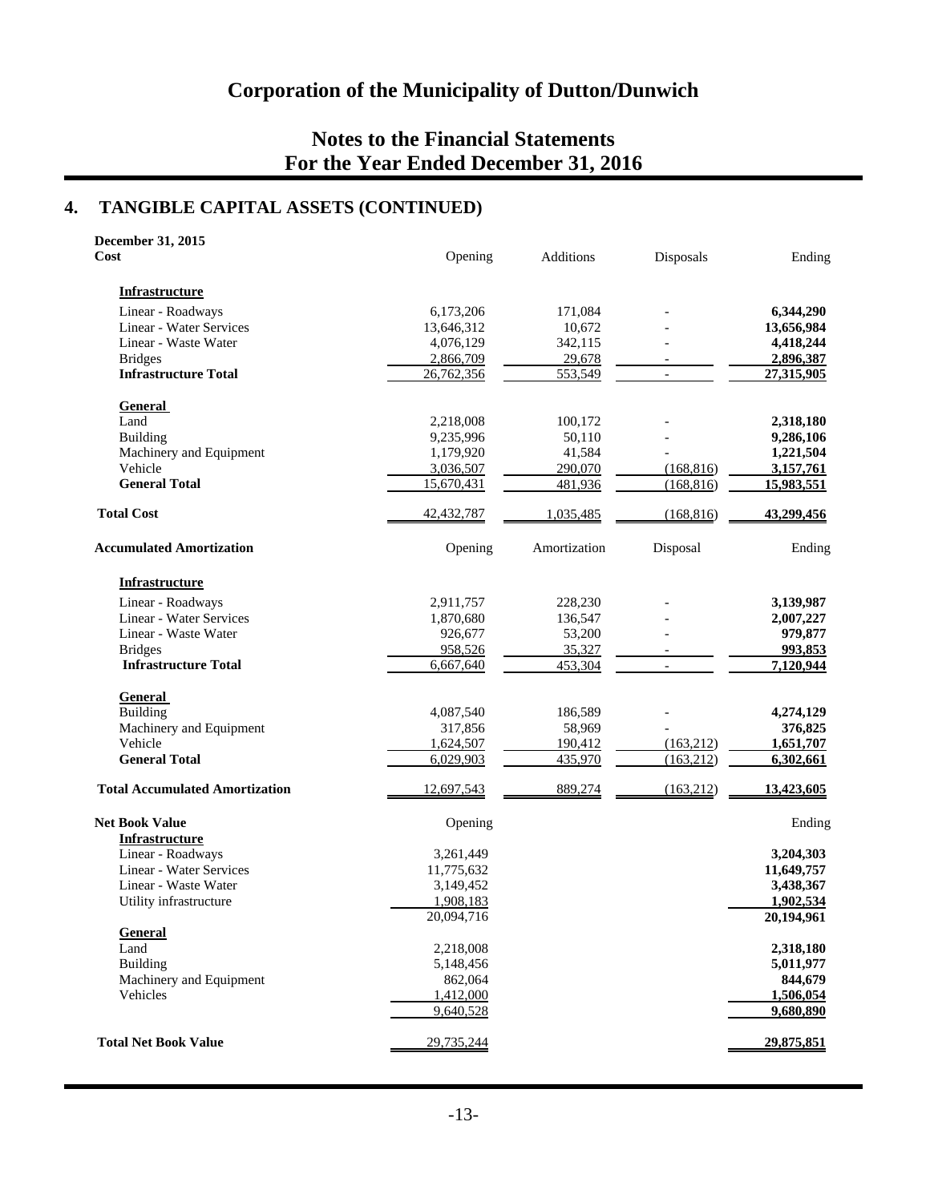# Corporation of the Municipality of Dutton/Dunwich

## Notes to the Financial Statements
## For the Year Ended December 31, 2016

## 4. TANGIBLE CAPITAL ASSETS (CONTINUED)

**December 31, 2015**

| **Cost** | Opening | Additions | Disposals | Ending |
|---|---|---|---|---|
| **Infrastructure** | | | | |
| Linear - Roadways | 6,173,206 | 171,084 | - | **6,344,290** |
| Linear - Water Services | 13,646,312 | 10,672 | - | **13,656,984** |
| Linear - Waste Water | 4,076,129 | 342,115 | - | **4,418,244** |
| Bridges | 2,866,709 | 29,678 | - | **2,896,387** |
| **Infrastructure Total** | 26,762,356 | 553,549 | - | **27,315,905** |
| **General** | | | | |
| Land | 2,218,008 | 100,172 | - | **2,318,180** |
| Building | 9,235,996 | 50,110 | - | **9,286,106** |
| Machinery and Equipment | 1,179,920 | 41,584 | - | **1,221,504** |
| Vehicle | 3,036,507 | 290,070 | (168,816) | **3,157,761** |
| **General Total** | 15,670,431 | 481,936 | (168,816) | **15,983,551** |
| **Total Cost** | 42,432,787 | 1,035,485 | (168,816) | **43,299,456** |

| **Accumulated Amortization** | Opening | Amortization | Disposal | Ending |
|---|---|---|---|---|
| **Infrastructure** | | | | |
| Linear - Roadways | 2,911,757 | 228,230 | - | **3,139,987** |
| Linear - Water Services | 1,870,680 | 136,547 | - | **2,007,227** |
| Linear - Waste Water | 926,677 | 53,200 | - | **979,877** |
| Bridges | 958,526 | 35,327 | - | **993,853** |
| **Infrastructure Total** | 6,667,640 | 453,304 | - | **7,120,944** |
| **General** | | | | |
| Building | 4,087,540 | 186,589 | - | **4,274,129** |
| Machinery and Equipment | 317,856 | 58,969 | - | **376,825** |
| Vehicle | 1,624,507 | 190,412 | (163,212) | **1,651,707** |
| **General Total** | 6,029,903 | 435,970 | (163,212) | **6,302,661** |
| **Total Accumulated Amortization** | 12,697,543 | 889,274 | (163,212) | **13,423,605** |

| **Net Book Value** | Opening | Ending |
|---|---|---|
| **Infrastructure** | | |
| Linear - Roadways | 3,261,449 | **3,204,303** |
| Linear - Water Services | 11,775,632 | **11,649,757** |
| Linear - Waste Water | 3,149,452 | **3,438,367** |
| Utility infrastructure | 1,908,183 | **1,902,534** |
| | 20,094,716 | **20,194,961** |
| **General** | | |
| Land | 2,218,008 | **2,318,180** |
| Building | 5,148,456 | **5,011,977** |
| Machinery and Equipment | 862,064 | **844,679** |
| Vehicles | 1,412,000 | **1,506,054** |
| | 9,640,528 | **9,680,890** |
| **Total Net Book Value** | 29,735,244 | **29,875,851** |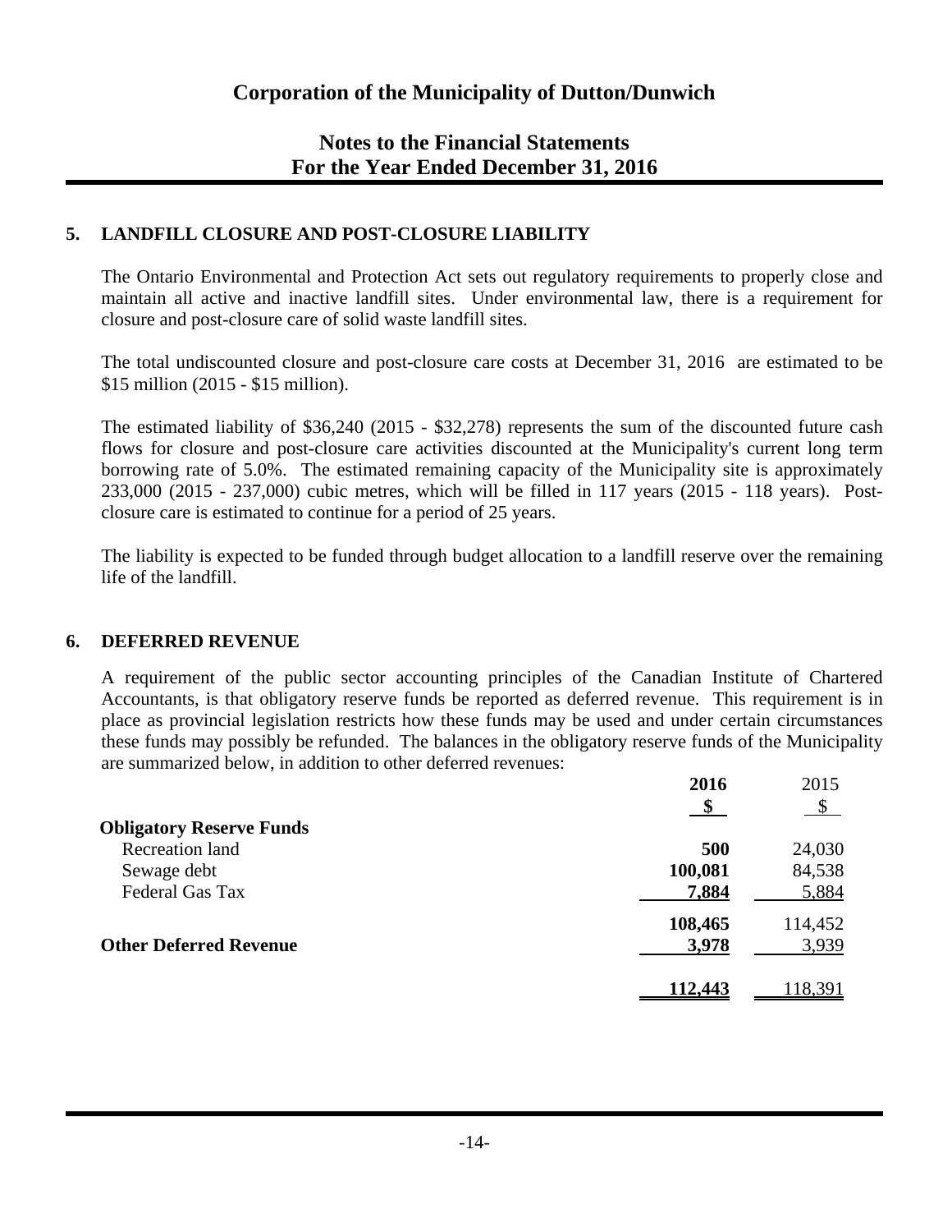# Corporation of the Municipality of Dutton/Dunwich

## Notes to the Financial Statements
## For the Year Ended December 31, 2016

### 5. LANDFILL CLOSURE AND POST-CLOSURE LIABILITY

The Ontario Environmental and Protection Act sets out regulatory requirements to properly close and maintain all active and inactive landfill sites. Under environmental law, there is a requirement for closure and post-closure care of solid waste landfill sites.

The total undiscounted closure and post-closure care costs at December 31, 2016 are estimated to be $15 million (2015 - $15 million).

The estimated liability of $36,240 (2015 - $32,278) represents the sum of the discounted future cash flows for closure and post-closure care activities discounted at the Municipality's current long term borrowing rate of 5.0%. The estimated remaining capacity of the Municipality site is approximately 233,000 (2015 - 237,000) cubic metres, which will be filled in 117 years (2015 - 118 years). Post-closure care is estimated to continue for a period of 25 years.

The liability is expected to be funded through budget allocation to a landfill reserve over the remaining life of the landfill.

### 6. DEFERRED REVENUE

A requirement of the public sector accounting principles of the Canadian Institute of Chartered Accountants, is that obligatory reserve funds be reported as deferred revenue. This requirement is in place as provincial legislation restricts how these funds may be used and under certain circumstances these funds may possibly be refunded. The balances in the obligatory reserve funds of the Municipality are summarized below, in addition to other deferred revenues:

| | **2016** | 2015 |
|---|---|---|
| | **$** | $ |
| **Obligatory Reserve Funds** | | |
| Recreation land | **500** | 24,030 |
| Sewage debt | **100,081** | 84,538 |
| Federal Gas Tax | **7,884** | 5,884 |
| | **108,465** | 114,452 |
| **Other Deferred Revenue** | **3,978** | 3,939 |
| | **112,443** | 118,391 |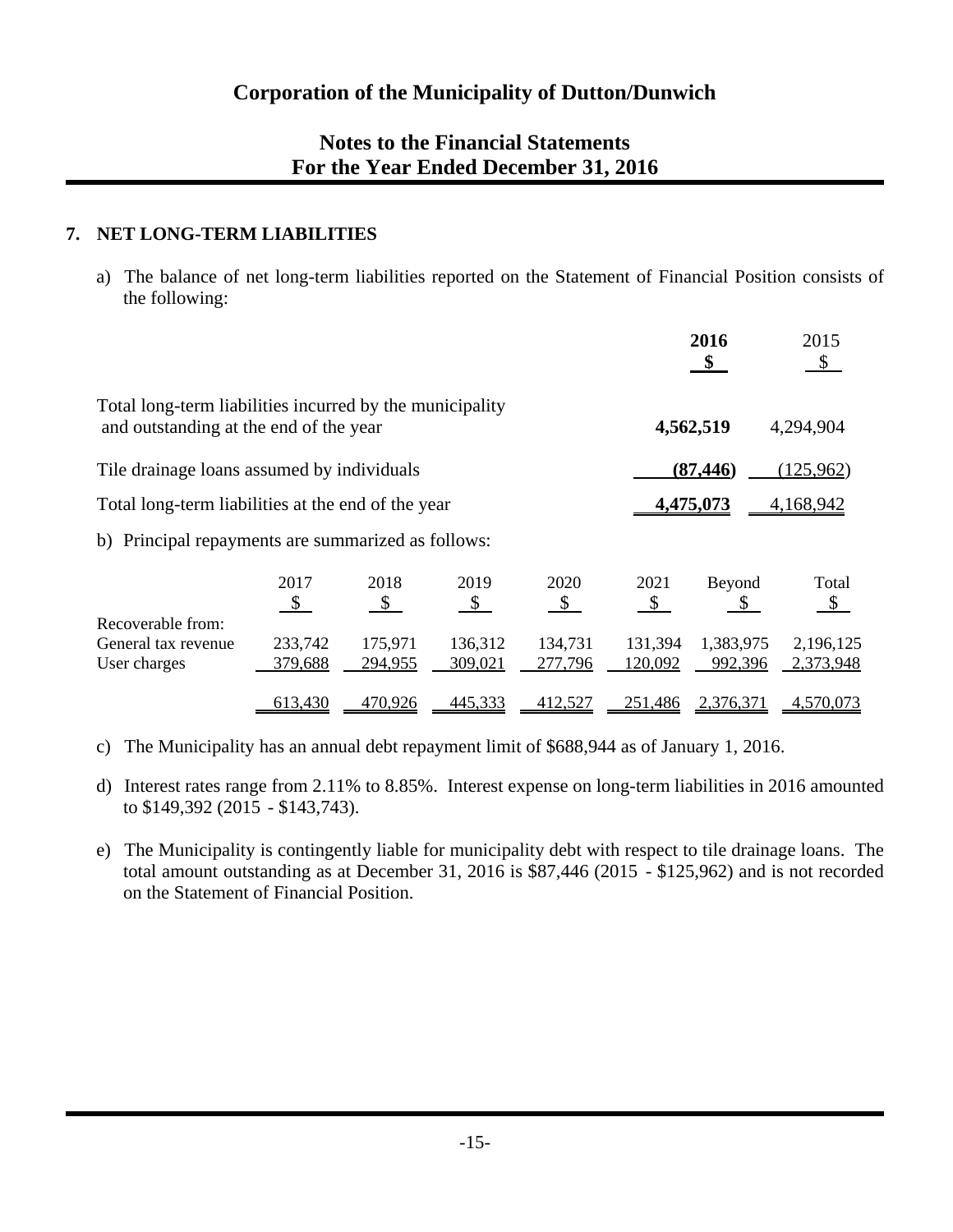# Corporation of the Municipality of Dutton/Dunwich

## Notes to the Financial Statements
## For the Year Ended December 31, 2016

### 7. NET LONG-TERM LIABILITIES

a) The balance of net long-term liabilities reported on the Statement of Financial Position consists of the following:

| | **2016** | 2015 |
|---|---|---|
| | **$** | $ |
| Total long-term liabilities incurred by the municipality and outstanding at the end of the year | **4,562,519** | 4,294,904 |
| Tile drainage loans assumed by individuals | **(87,446)** | (125,962) |
| Total long-term liabilities at the end of the year | **4,475,073** | 4,168,942 |

b) Principal repayments are summarized as follows:

| | 2017 | 2018 | 2019 | 2020 | 2021 | Beyond | Total |
|---|---|---|---|---|---|---|---|
| | $ | $ | $ | $ | $ | $ | $ |
| Recoverable from: | | | | | | | |
| General tax revenue | 233,742 | 175,971 | 136,312 | 134,731 | 131,394 | 1,383,975 | 2,196,125 |
| User charges | 379,688 | 294,955 | 309,021 | 277,796 | 120,092 | 992,396 | 2,373,948 |
| | 613,430 | 470,926 | 445,333 | 412,527 | 251,486 | 2,376,371 | 4,570,073 |

c) The Municipality has an annual debt repayment limit of $688,944 as of January 1, 2016.

d) Interest rates range from 2.11% to 8.85%. Interest expense on long-term liabilities in 2016 amounted to $149,392 (2015 - $143,743).

e) The Municipality is contingently liable for municipality debt with respect to tile drainage loans. The total amount outstanding as at December 31, 2016 is $87,446 (2015 - $125,962) and is not recorded on the Statement of Financial Position.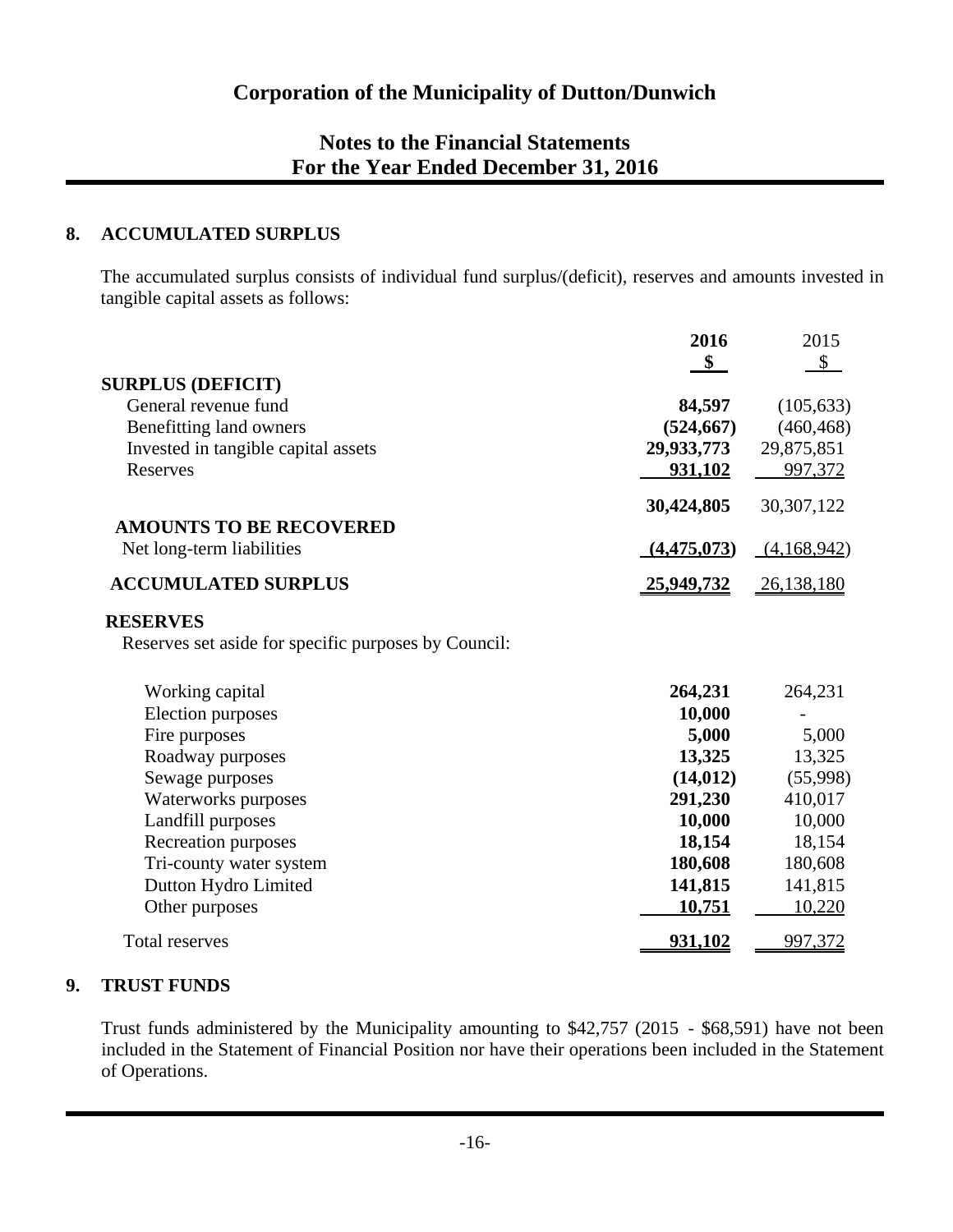# Corporation of the Municipality of Dutton/Dunwich

## Notes to the Financial Statements
## For the Year Ended December 31, 2016

### 8. ACCUMULATED SURPLUS

The accumulated surplus consists of individual fund surplus/(deficit), reserves and amounts invested in tangible capital assets as follows:

| | **2016** | 2015 |
|---|---|---|
| | **$** | $ |
| **SURPLUS (DEFICIT)** | | |
| General revenue fund | **84,597** | (105,633) |
| Benefitting land owners | **(524,667)** | (460,468) |
| Invested in tangible capital assets | **29,933,773** | 29,875,851 |
| Reserves | **931,102** | 997,372 |
| | **30,424,805** | 30,307,122 |
| **AMOUNTS TO BE RECOVERED** | | |
| Net long-term liabilities | **(4,475,073)** | (4,168,942) |
| **ACCUMULATED SURPLUS** | **25,949,732** | 26,138,180 |

**RESERVES**

Reserves set aside for specific purposes by Council:

| | **2016** | 2015 |
|---|---|---|
| Working capital | **264,231** | 264,231 |
| Election purposes | **10,000** | - |
| Fire purposes | **5,000** | 5,000 |
| Roadway purposes | **13,325** | 13,325 |
| Sewage purposes | **(14,012)** | (55,998) |
| Waterworks purposes | **291,230** | 410,017 |
| Landfill purposes | **10,000** | 10,000 |
| Recreation purposes | **18,154** | 18,154 |
| Tri-county water system | **180,608** | 180,608 |
| Dutton Hydro Limited | **141,815** | 141,815 |
| Other purposes | **10,751** | 10,220 |
| Total reserves | **931,102** | 997,372 |

### 9. TRUST FUNDS

Trust funds administered by the Municipality amounting to $42,757 (2015 - $68,591) have not been included in the Statement of Financial Position nor have their operations been included in the Statement of Operations.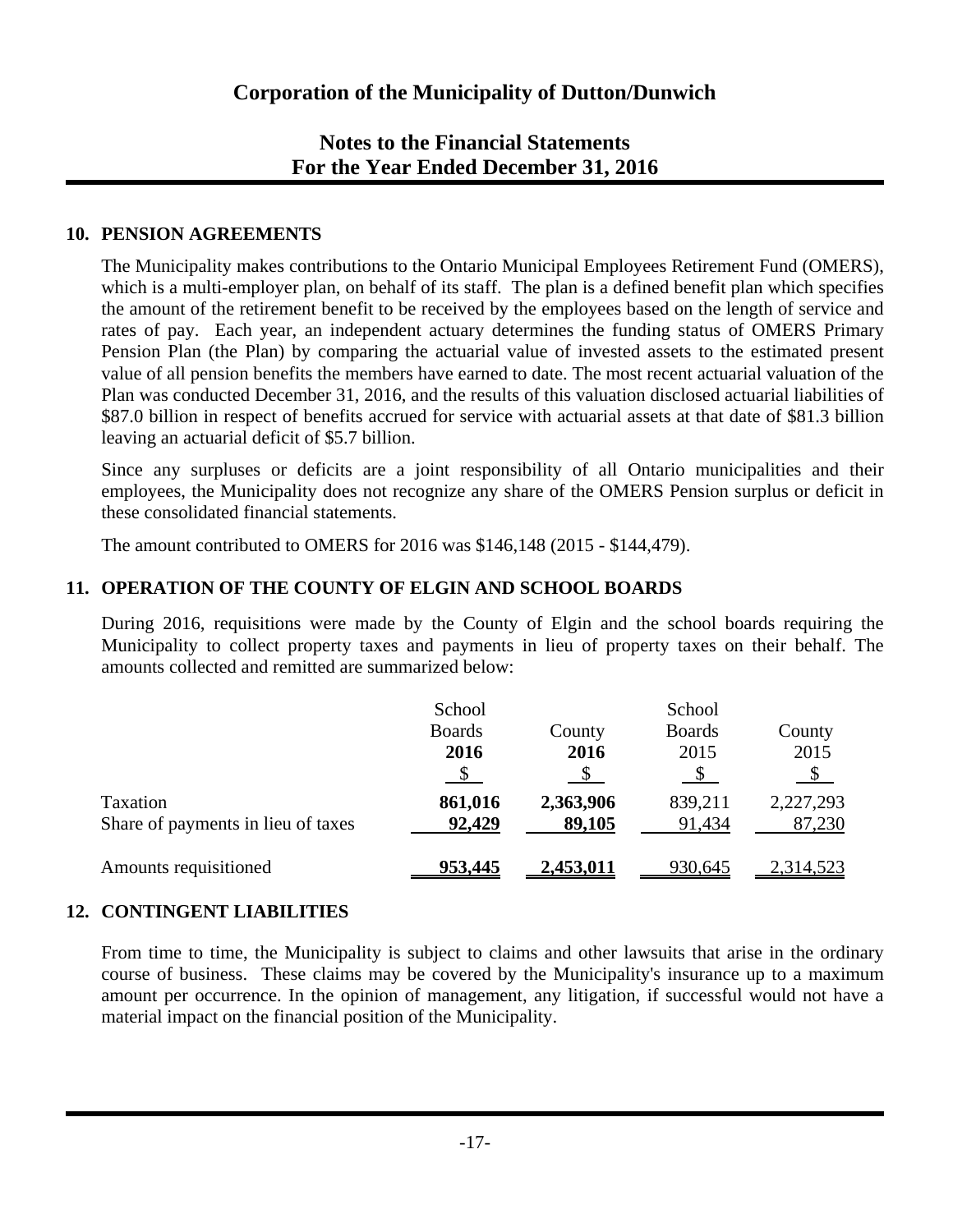# Corporation of the Municipality of Dutton/Dunwich

## Notes to the Financial Statements
## For the Year Ended December 31, 2016

### 10. PENSION AGREEMENTS

The Municipality makes contributions to the Ontario Municipal Employees Retirement Fund (OMERS), which is a multi-employer plan, on behalf of its staff. The plan is a defined benefit plan which specifies the amount of the retirement benefit to be received by the employees based on the length of service and rates of pay. Each year, an independent actuary determines the funding status of OMERS Primary Pension Plan (the Plan) by comparing the actuarial value of invested assets to the estimated present value of all pension benefits the members have earned to date. The most recent actuarial valuation of the Plan was conducted December 31, 2016, and the results of this valuation disclosed actuarial liabilities of $87.0 billion in respect of benefits accrued for service with actuarial assets at that date of $81.3 billion leaving an actuarial deficit of $5.7 billion.

Since any surpluses or deficits are a joint responsibility of all Ontario municipalities and their employees, the Municipality does not recognize any share of the OMERS Pension surplus or deficit in these consolidated financial statements.

The amount contributed to OMERS for 2016 was $146,148 (2015 - $144,479).

### 11. OPERATION OF THE COUNTY OF ELGIN AND SCHOOL BOARDS

During 2016, requisitions were made by the County of Elgin and the school boards requiring the Municipality to collect property taxes and payments in lieu of property taxes on their behalf. The amounts collected and remitted are summarized below:

| | School Boards **2016** $ | County **2016** $ | School Boards 2015 $ | County 2015 $ |
|---|---|---|---|---|
| Taxation | **861,016** | **2,363,906** | 839,211 | 2,227,293 |
| Share of payments in lieu of taxes | **92,429** | **89,105** | 91,434 | 87,230 |
| Amounts requisitioned | **953,445** | **2,453,011** | 930,645 | 2,314,523 |

### 12. CONTINGENT LIABILITIES

From time to time, the Municipality is subject to claims and other lawsuits that arise in the ordinary course of business. These claims may be covered by the Municipality's insurance up to a maximum amount per occurrence. In the opinion of management, any litigation, if successful would not have a material impact on the financial position of the Municipality.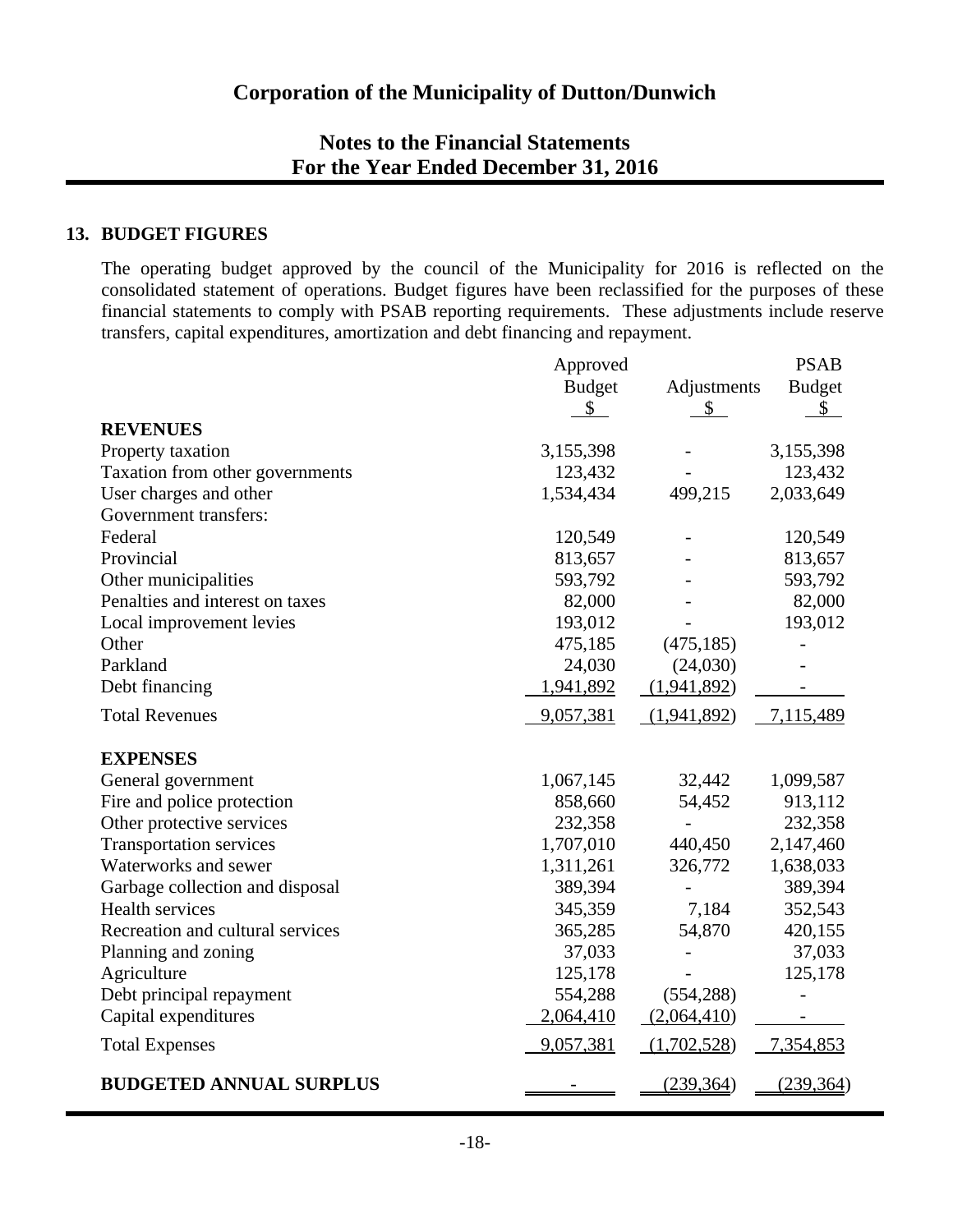# Corporation of the Municipality of Dutton/Dunwich

## Notes to the Financial Statements
## For the Year Ended December 31, 2016

### 13. BUDGET FIGURES

The operating budget approved by the council of the Municipality for 2016 is reflected on the consolidated statement of operations. Budget figures have been reclassified for the purposes of these financial statements to comply with PSAB reporting requirements. These adjustments include reserve transfers, capital expenditures, amortization and debt financing and repayment.

| | Approved Budget $ | Adjustments $ | PSAB Budget $ |
|---|---|---|---|
| **REVENUES** | | | |
| Property taxation | 3,155,398 | - | 3,155,398 |
| Taxation from other governments | 123,432 | - | 123,432 |
| User charges and other | 1,534,434 | 499,215 | 2,033,649 |
| Government transfers: | | | |
| Federal | 120,549 | - | 120,549 |
| Provincial | 813,657 | - | 813,657 |
| Other municipalities | 593,792 | - | 593,792 |
| Penalties and interest on taxes | 82,000 | - | 82,000 |
| Local improvement levies | 193,012 | - | 193,012 |
| Other | 475,185 | (475,185) | - |
| Parkland | 24,030 | (24,030) | - |
| Debt financing | 1,941,892 | (1,941,892) | - |
| Total Revenues | 9,057,381 | (1,941,892) | 7,115,489 |
| **EXPENSES** | | | |
| General government | 1,067,145 | 32,442 | 1,099,587 |
| Fire and police protection | 858,660 | 54,452 | 913,112 |
| Other protective services | 232,358 | - | 232,358 |
| Transportation services | 1,707,010 | 440,450 | 2,147,460 |
| Waterworks and sewer | 1,311,261 | 326,772 | 1,638,033 |
| Garbage collection and disposal | 389,394 | - | 389,394 |
| Health services | 345,359 | 7,184 | 352,543 |
| Recreation and cultural services | 365,285 | 54,870 | 420,155 |
| Planning and zoning | 37,033 | - | 37,033 |
| Agriculture | 125,178 | - | 125,178 |
| Debt principal repayment | 554,288 | (554,288) | - |
| Capital expenditures | 2,064,410 | (2,064,410) | - |
| Total Expenses | 9,057,381 | (1,702,528) | 7,354,853 |
| **BUDGETED ANNUAL SURPLUS** | - | (239,364) | (239,364) |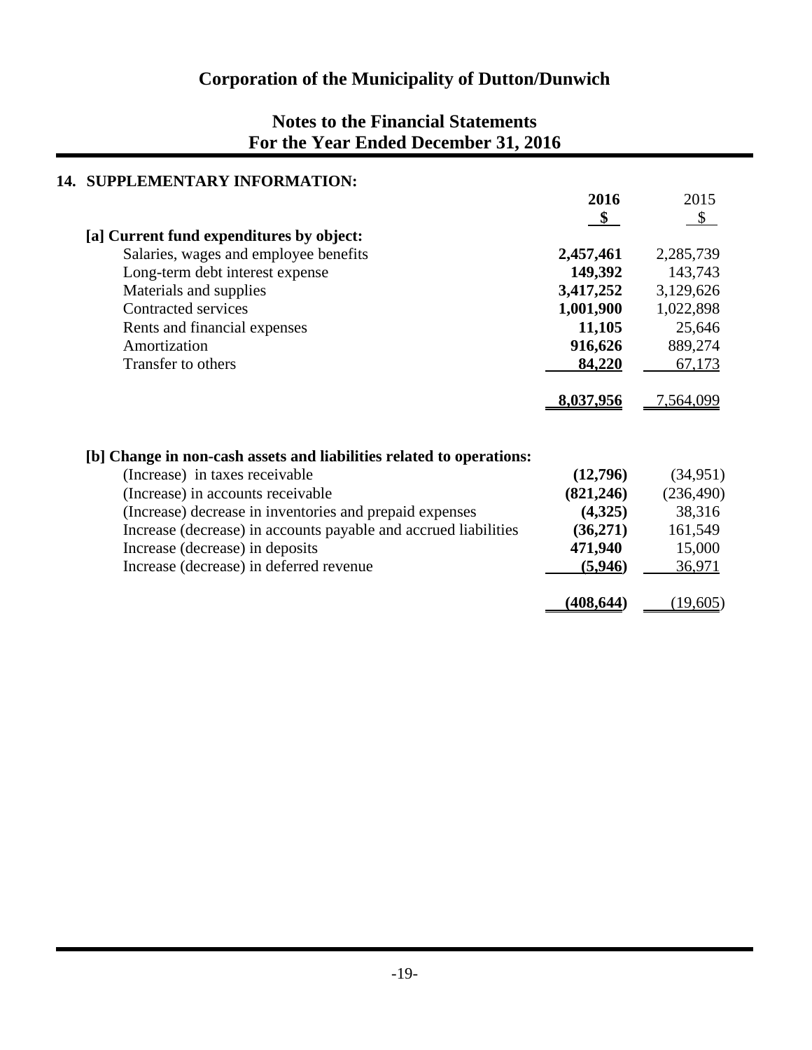# Corporation of the Municipality of Dutton/Dunwich

## Notes to the Financial Statements
## For the Year Ended December 31, 2016

### 14. SUPPLEMENTARY INFORMATION:

| | 2016 | 2015 |
|---|---|---|
| | $ | $ |
| **[a] Current fund expenditures by object:** | | |
| Salaries, wages and employee benefits | **2,457,461** | 2,285,739 |
| Long-term debt interest expense | **149,392** | 143,743 |
| Materials and supplies | **3,417,252** | 3,129,626 |
| Contracted services | **1,001,900** | 1,022,898 |
| Rents and financial expenses | **11,105** | 25,646 |
| Amortization | **916,626** | 889,274 |
| Transfer to others | **84,220** | 67,173 |
| | **8,037,956** | 7,564,099 |

| | 2016 | 2015 |
|---|---|---|
| **[b] Change in non-cash assets and liabilities related to operations:** | | |
| (Increase) in taxes receivable | **(12,796)** | (34,951) |
| (Increase) in accounts receivable | **(821,246)** | (236,490) |
| (Increase) decrease in inventories and prepaid expenses | **(4,325)** | 38,316 |
| Increase (decrease) in accounts payable and accrued liabilities | **(36,271)** | 161,549 |
| Increase (decrease) in deposits | **471,940** | 15,000 |
| Increase (decrease) in deferred revenue | **(5,946)** | 36,971 |
| | **(408,644)** | (19,605) |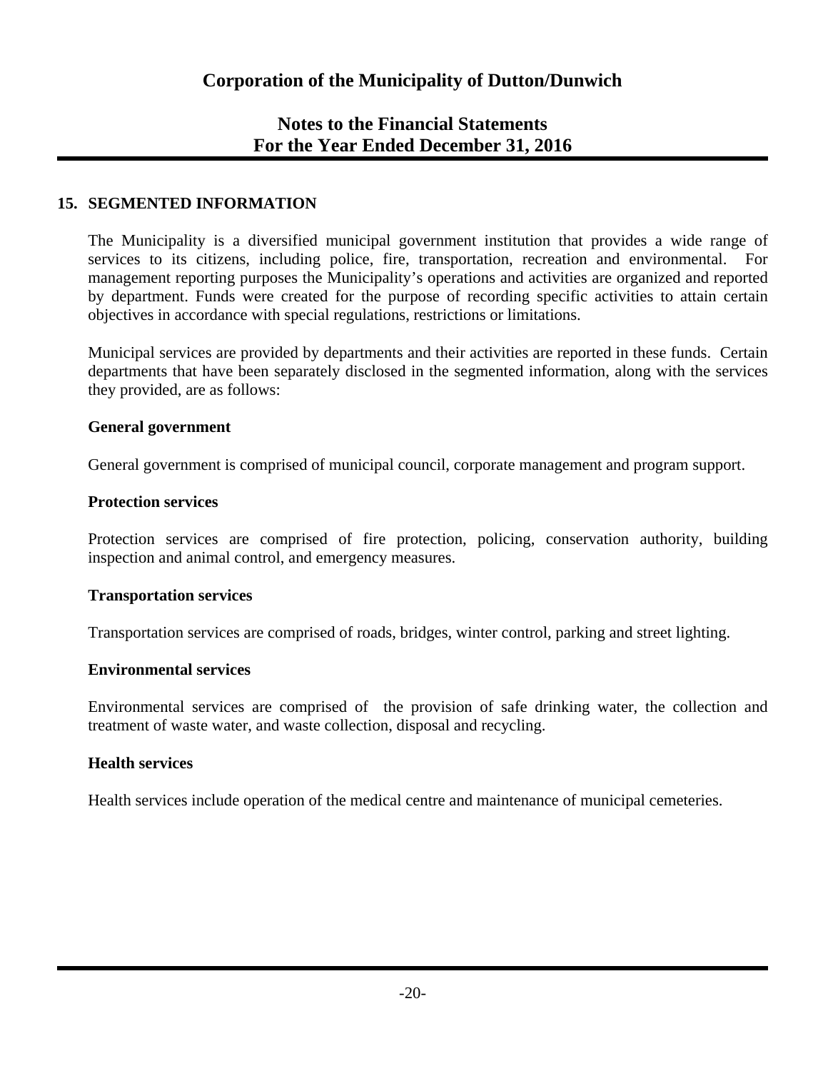## 15. SEGMENTED INFORMATION

The Municipality is a diversified municipal government institution that provides a wide range of services to its citizens, including police, fire, transportation, recreation and environmental. For management reporting purposes the Municipality's operations and activities are organized and reported by department. Funds were created for the purpose of recording specific activities to attain certain objectives in accordance with special regulations, restrictions or limitations.

Municipal services are provided by departments and their activities are reported in these funds. Certain departments that have been separately disclosed in the segmented information, along with the services they provided, are as follows:

**General government**

General government is comprised of municipal council, corporate management and program support.

**Protection services**

Protection services are comprised of fire protection, policing, conservation authority, building inspection and animal control, and emergency measures.

**Transportation services**

Transportation services are comprised of roads, bridges, winter control, parking and street lighting.

**Environmental services**

Environmental services are comprised of the provision of safe drinking water, the collection and treatment of waste water, and waste collection, disposal and recycling.

**Health services**

Health services include operation of the medical centre and maintenance of municipal cemeteries.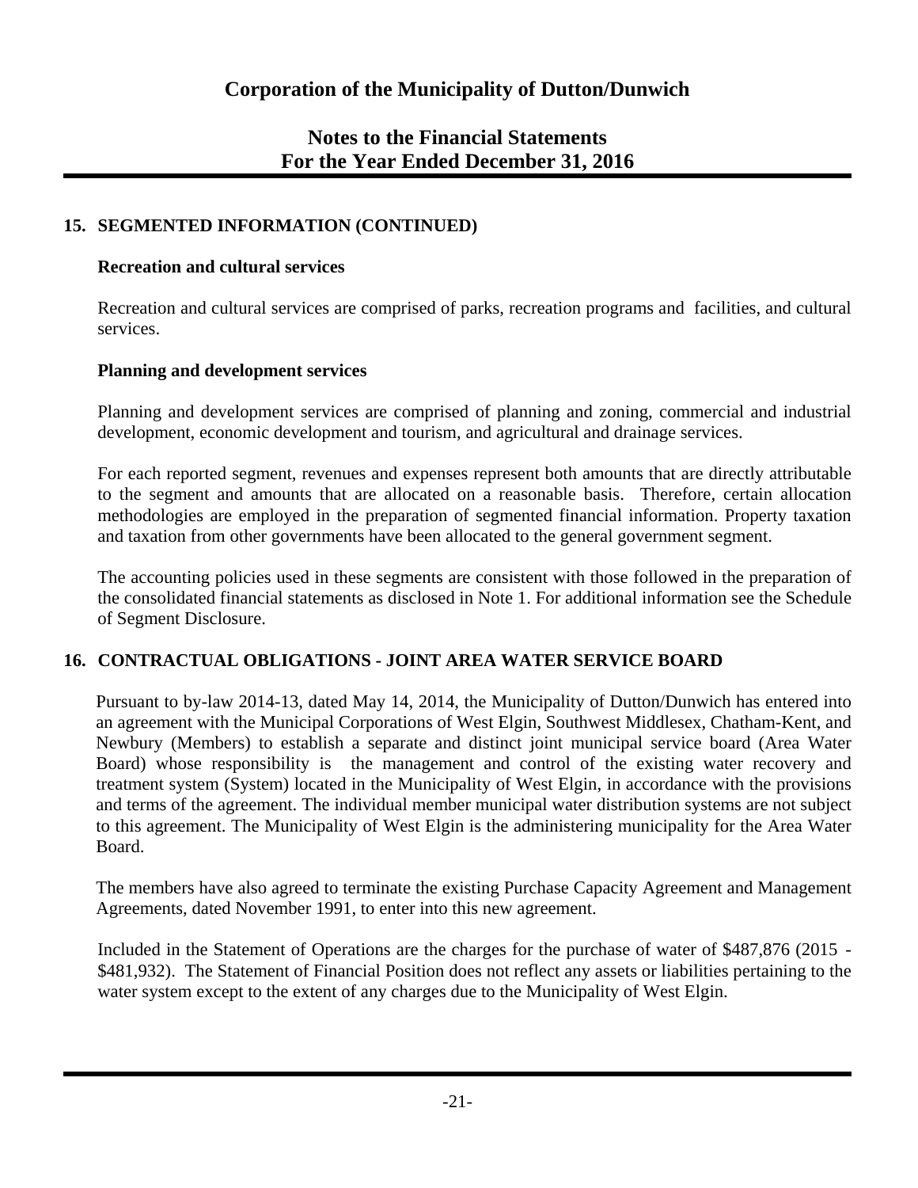# Corporation of the Municipality of Dutton/Dunwich

## Notes to the Financial Statements
## For the Year Ended December 31, 2016

### 15. SEGMENTED INFORMATION (CONTINUED)

**Recreation and cultural services**

Recreation and cultural services are comprised of parks, recreation programs and facilities, and cultural services.

**Planning and development services**

Planning and development services are comprised of planning and zoning, commercial and industrial development, economic development and tourism, and agricultural and drainage services.

For each reported segment, revenues and expenses represent both amounts that are directly attributable to the segment and amounts that are allocated on a reasonable basis. Therefore, certain allocation methodologies are employed in the preparation of segmented financial information. Property taxation and taxation from other governments have been allocated to the general government segment.

The accounting policies used in these segments are consistent with those followed in the preparation of the consolidated financial statements as disclosed in Note 1. For additional information see the Schedule of Segment Disclosure.

### 16. CONTRACTUAL OBLIGATIONS - JOINT AREA WATER SERVICE BOARD

Pursuant to by-law 2014-13, dated May 14, 2014, the Municipality of Dutton/Dunwich has entered into an agreement with the Municipal Corporations of West Elgin, Southwest Middlesex, Chatham-Kent, and Newbury (Members) to establish a separate and distinct joint municipal service board (Area Water Board) whose responsibility is the management and control of the existing water recovery and treatment system (System) located in the Municipality of West Elgin, in accordance with the provisions and terms of the agreement. The individual member municipal water distribution systems are not subject to this agreement. The Municipality of West Elgin is the administering municipality for the Area Water Board.

The members have also agreed to terminate the existing Purchase Capacity Agreement and Management Agreements, dated November 1991, to enter into this new agreement.

Included in the Statement of Operations are the charges for the purchase of water of $487,876 (2015 - $481,932). The Statement of Financial Position does not reflect any assets or liabilities pertaining to the water system except to the extent of any charges due to the Municipality of West Elgin.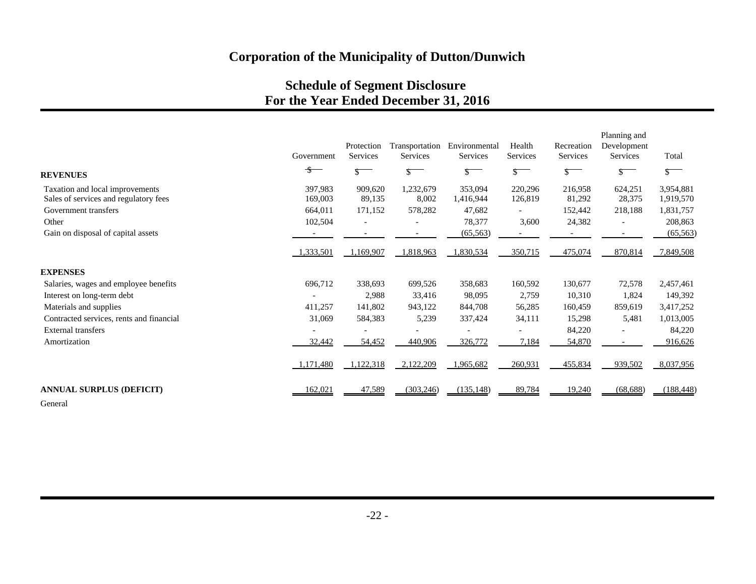# Corporation of the Municipality of Dutton/Dunwich

## Schedule of Segment Disclosure
## For the Year Ended December 31, 2016

| | Government | Protection Services | Transportation Services | Environmental Services | Health Services | Recreation Services | Planning and Development Services | Total |
|---|---|---|---|---|---|---|---|---|
| | $ | $ | $ | $ | $ | $ | $ | $ |
| **REVENUES** | | | | | | | | |
| Taxation and local improvements | 397,983 | 909,620 | 1,232,679 | 353,094 | 220,296 | 216,958 | 624,251 | 3,954,881 |
| Sales of services and regulatory fees | 169,003 | 89,135 | 8,002 | 1,416,944 | 126,819 | 81,292 | 28,375 | 1,919,570 |
| Government transfers | 664,011 | 171,152 | 578,282 | 47,682 | - | 152,442 | 218,188 | 1,831,757 |
| Other | 102,504 | - | - | 78,377 | 3,600 | 24,382 | - | 208,863 |
| Gain on disposal of capital assets | - | - | - | (65,563) | - | - | - | (65,563) |
| | 1,333,501 | 1,169,907 | 1,818,963 | 1,830,534 | 350,715 | 475,074 | 870,814 | 7,849,508 |
| **EXPENSES** | | | | | | | | |
| Salaries, wages and employee benefits | 696,712 | 338,693 | 699,526 | 358,683 | 160,592 | 130,677 | 72,578 | 2,457,461 |
| Interest on long-term debt | - | 2,988 | 33,416 | 98,095 | 2,759 | 10,310 | 1,824 | 149,392 |
| Materials and supplies | 411,257 | 141,802 | 943,122 | 844,708 | 56,285 | 160,459 | 859,619 | 3,417,252 |
| Contracted services, rents and financial | 31,069 | 584,383 | 5,239 | 337,424 | 34,111 | 15,298 | 5,481 | 1,013,005 |
| External transfers | - | - | - | - | - | 84,220 | - | 84,220 |
| Amortization | 32,442 | 54,452 | 440,906 | 326,772 | 7,184 | 54,870 | - | 916,626 |
| | 1,171,480 | 1,122,318 | 2,122,209 | 1,965,682 | 260,931 | 455,834 | 939,502 | 8,037,956 |
| **ANNUAL SURPLUS (DEFICIT)** | 162,021 | 47,589 | (303,246) | (135,148) | 89,784 | 19,240 | (68,688) | (188,448) |

General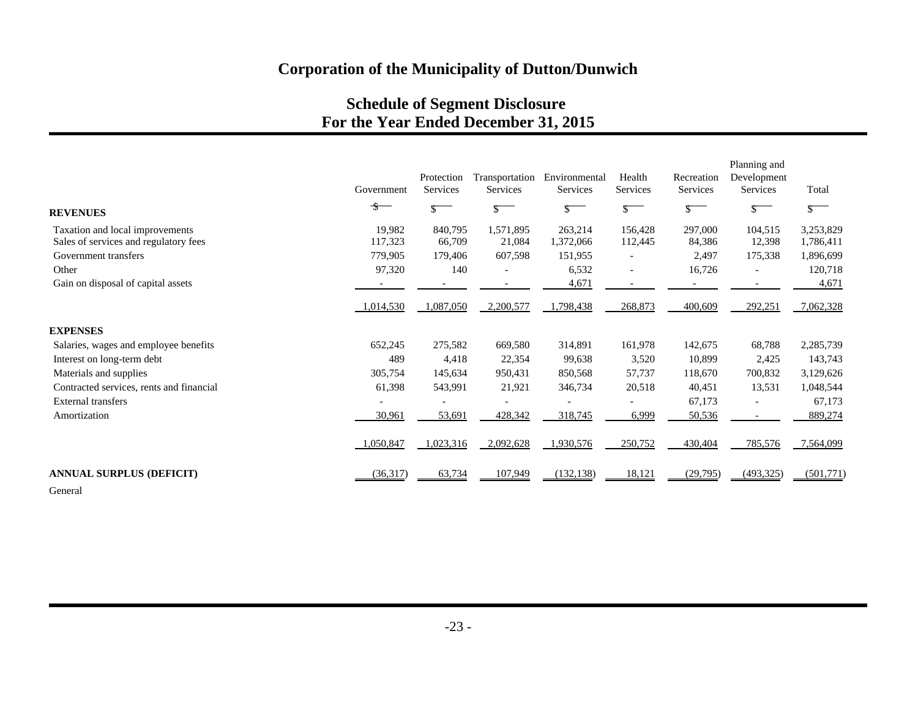# Corporation of the Municipality of Dutton/Dunwich

## Schedule of Segment Disclosure
## For the Year Ended December 31, 2015

| | Government | Protection Services | Transportation Services | Environmental Services | Health Services | Recreation Services | Planning and Development Services | Total |
|---|---|---|---|---|---|---|---|---|
| | $ | $ | $ | $ | $ | $ | $ | $ |
| **REVENUES** | | | | | | | | |
| Taxation and local improvements | 19,982 | 840,795 | 1,571,895 | 263,214 | 156,428 | 297,000 | 104,515 | 3,253,829 |
| Sales of services and regulatory fees | 117,323 | 66,709 | 21,084 | 1,372,066 | 112,445 | 84,386 | 12,398 | 1,786,411 |
| Government transfers | 779,905 | 179,406 | 607,598 | 151,955 | - | 2,497 | 175,338 | 1,896,699 |
| Other | 97,320 | 140 | - | 6,532 | - | 16,726 | - | 120,718 |
| Gain on disposal of capital assets | - | - | - | 4,671 | - | - | - | 4,671 |
| | 1,014,530 | 1,087,050 | 2,200,577 | 1,798,438 | 268,873 | 400,609 | 292,251 | 7,062,328 |
| **EXPENSES** | | | | | | | | |
| Salaries, wages and employee benefits | 652,245 | 275,582 | 669,580 | 314,891 | 161,978 | 142,675 | 68,788 | 2,285,739 |
| Interest on long-term debt | 489 | 4,418 | 22,354 | 99,638 | 3,520 | 10,899 | 2,425 | 143,743 |
| Materials and supplies | 305,754 | 145,634 | 950,431 | 850,568 | 57,737 | 118,670 | 700,832 | 3,129,626 |
| Contracted services, rents and financial | 61,398 | 543,991 | 21,921 | 346,734 | 20,518 | 40,451 | 13,531 | 1,048,544 |
| External transfers | - | - | - | - | - | 67,173 | - | 67,173 |
| Amortization | 30,961 | 53,691 | 428,342 | 318,745 | 6,999 | 50,536 | - | 889,274 |
| | 1,050,847 | 1,023,316 | 2,092,628 | 1,930,576 | 250,752 | 430,404 | 785,576 | 7,564,099 |
| **ANNUAL SURPLUS (DEFICIT)** | (36,317) | 63,734 | 107,949 | (132,138) | 18,121 | (29,795) | (493,325) | (501,771) |

General